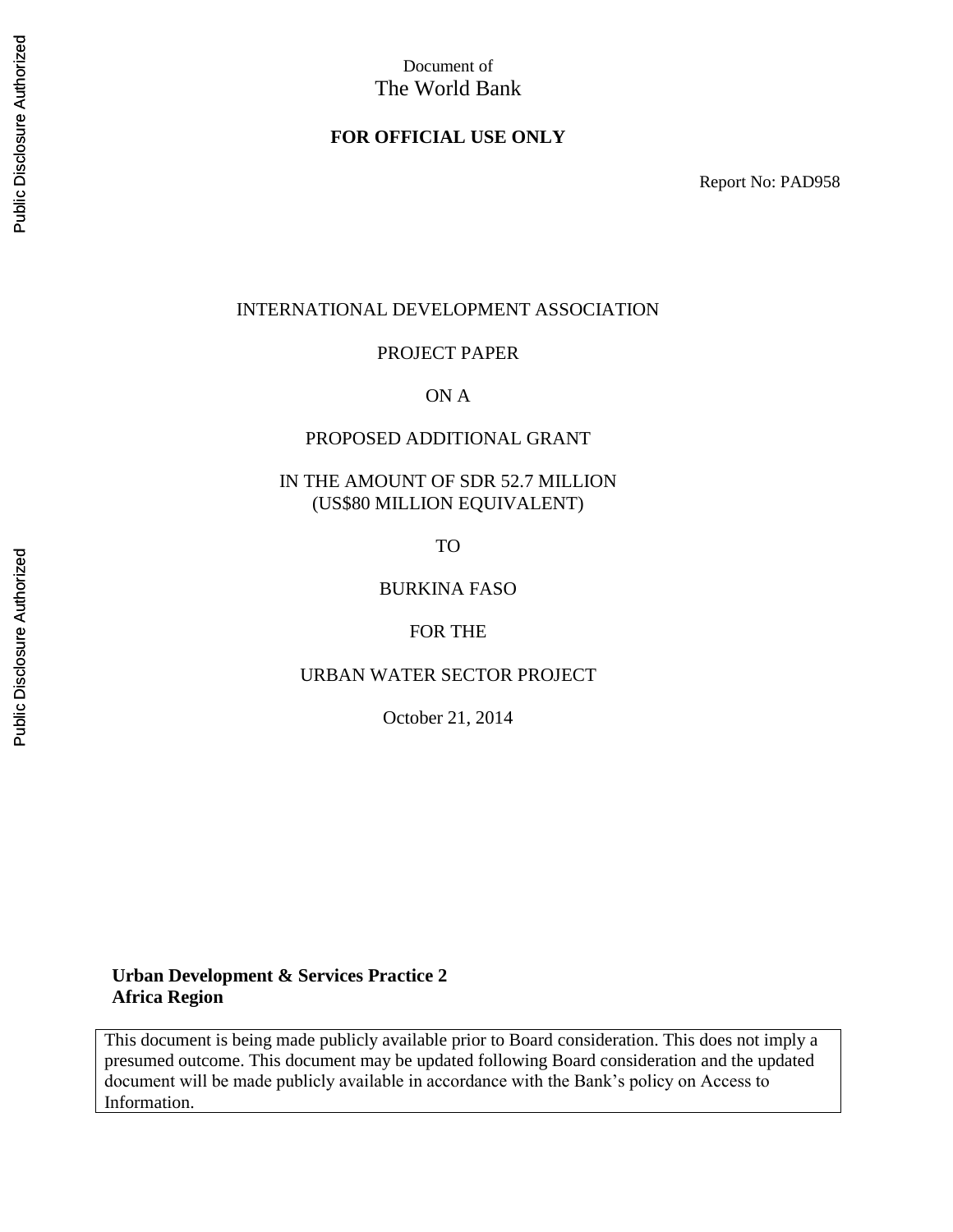Document of
The World Bank

**FOR OFFICIAL USE ONLY**

Report No: PAD958

INTERNATIONAL DEVELOPMENT ASSOCIATION

PROJECT PAPER

ON A

PROPOSED ADDITIONAL GRANT

IN THE AMOUNT OF SDR 52.7 MILLION
(US$80 MILLION EQUIVALENT)

TO

BURKINA FASO

FOR THE

URBAN WATER SECTOR PROJECT

October 21, 2014

**Urban Development & Services Practice 2**
**Africa Region**

This document is being made publicly available prior to Board consideration. This does not imply a presumed outcome. This document may be updated following Board consideration and the updated document will be made publicly available in accordance with the Bank's policy on Access to Information.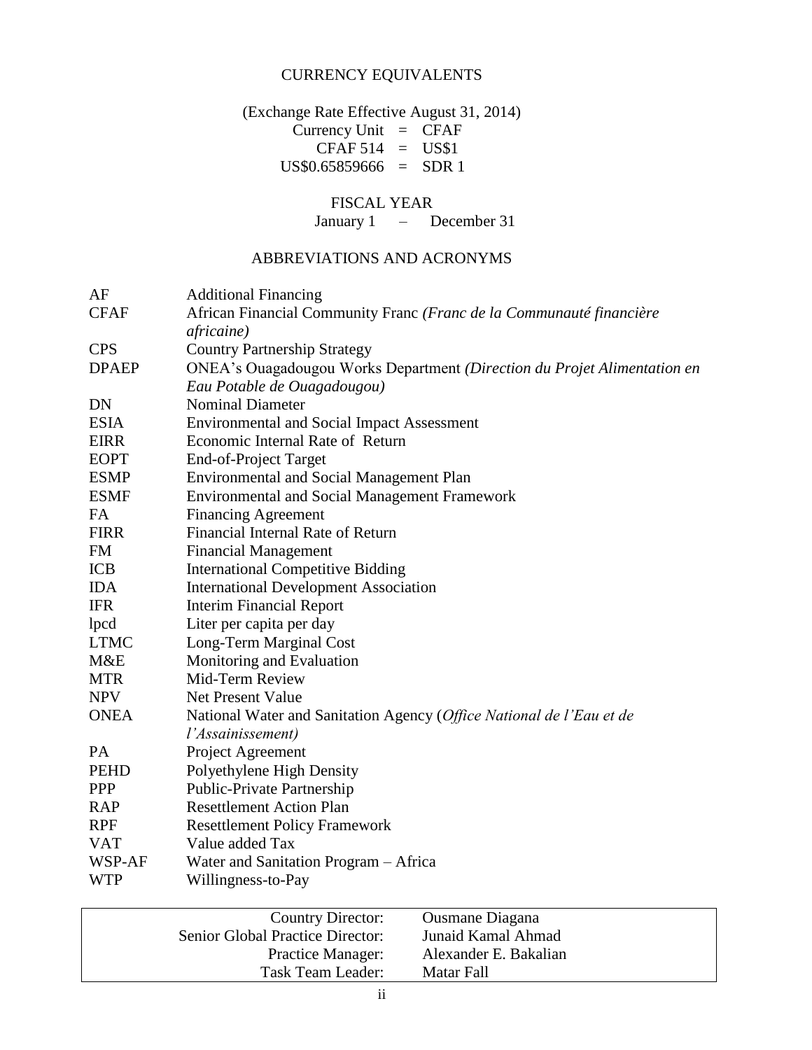## CURRENCY EQUIVALENTS

(Exchange Rate Effective August 31, 2014)

Currency Unit = CFAF

CFAF 514 = US$1

US$0.65859666 = SDR 1

## FISCAL YEAR

January 1 – December 31

## ABBREVIATIONS AND ACRONYMS

| | |
|---|---|
| AF | Additional Financing |
| CFAF | African Financial Community Franc *(Franc de la Communauté financière africaine)* |
| CPS | Country Partnership Strategy |
| DPAEP | ONEA's Ouagadougou Works Department *(Direction du Projet Alimentation en Eau Potable de Ouagadougou)* |
| DN | Nominal Diameter |
| ESIA | Environmental and Social Impact Assessment |
| EIRR | Economic Internal Rate of Return |
| EOPT | End-of-Project Target |
| ESMP | Environmental and Social Management Plan |
| ESMF | Environmental and Social Management Framework |
| FA | Financing Agreement |
| FIRR | Financial Internal Rate of Return |
| FM | Financial Management |
| ICB | International Competitive Bidding |
| IDA | International Development Association |
| IFR | Interim Financial Report |
| lpcd | Liter per capita per day |
| LTMC | Long-Term Marginal Cost |
| M&E | Monitoring and Evaluation |
| MTR | Mid-Term Review |
| NPV | Net Present Value |
| ONEA | National Water and Sanitation Agency (*Office National de l'Eau et de l'Assainissement)* |
| PA | Project Agreement |
| PEHD | Polyethylene High Density |
| PPP | Public-Private Partnership |
| RAP | Resettlement Action Plan |
| RPF | Resettlement Policy Framework |
| VAT | Value added Tax |
| WSP-AF | Water and Sanitation Program – Africa |
| WTP | Willingness-to-Pay |

| | |
|---|---|
| Country Director: | Ousmane Diagana |
| Senior Global Practice Director: | Junaid Kamal Ahmad |
| Practice Manager: | Alexander E. Bakalian |
| Task Team Leader: | Matar Fall |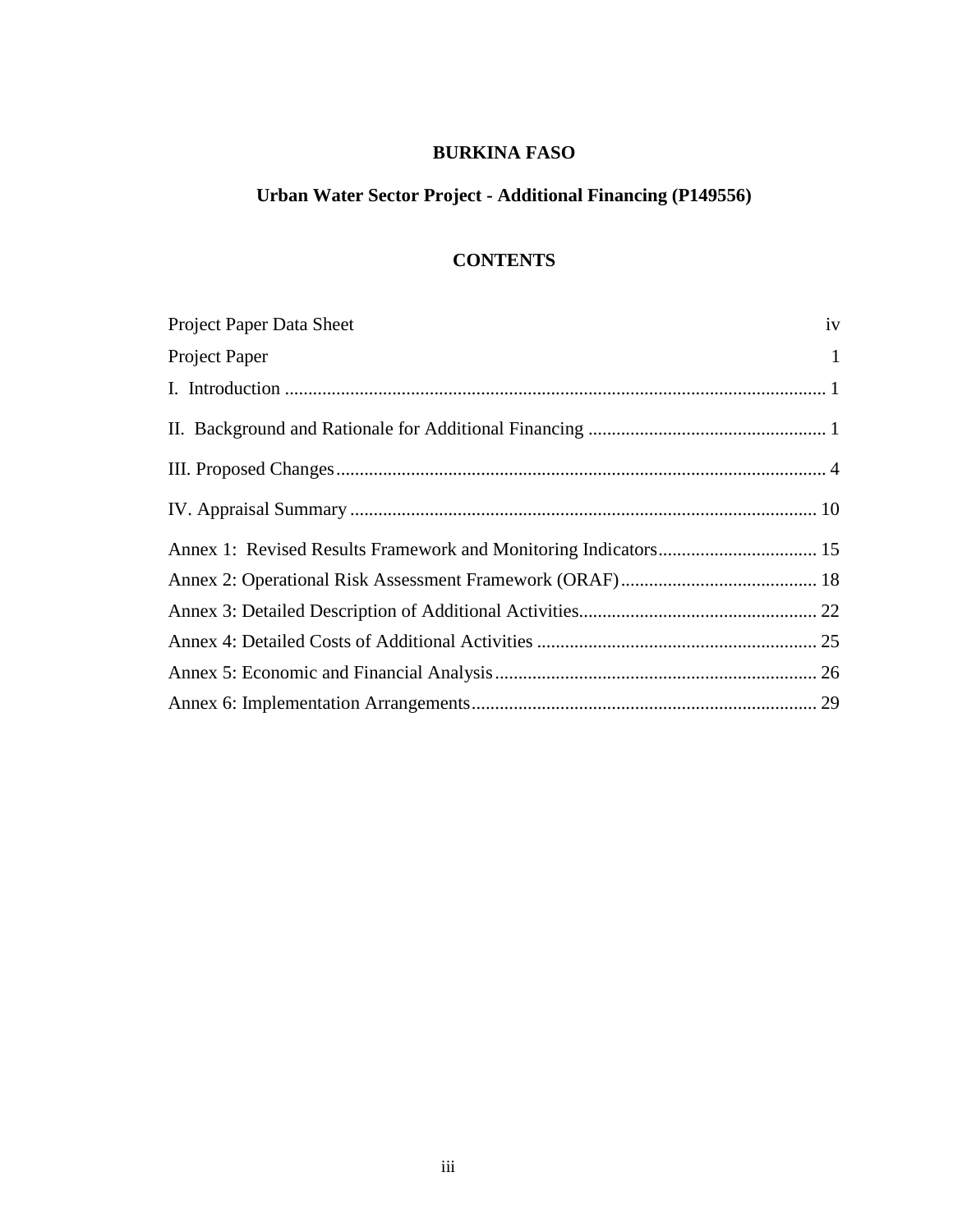**BURKINA FASO**

**Urban Water Sector Project - Additional Financing (P149556)**

**CONTENTS**

Project Paper Data Sheet iv

Project Paper 1

I. Introduction ........................................................................................................... 1

II. Background and Rationale for Additional Financing .................................................. 1

III. Proposed Changes.................................................................................................. 4

IV. Appraisal Summary ................................................................................................ 10

Annex 1: Revised Results Framework and Monitoring Indicators.................................. 15

Annex 2: Operational Risk Assessment Framework (ORAF).......................................... 18

Annex 3: Detailed Description of Additional Activities.................................................. 22

Annex 4: Detailed Costs of Additional Activities ........................................................... 25

Annex 5: Economic and Financial Analysis.................................................................... 26

Annex 6: Implementation Arrangements......................................................................... 29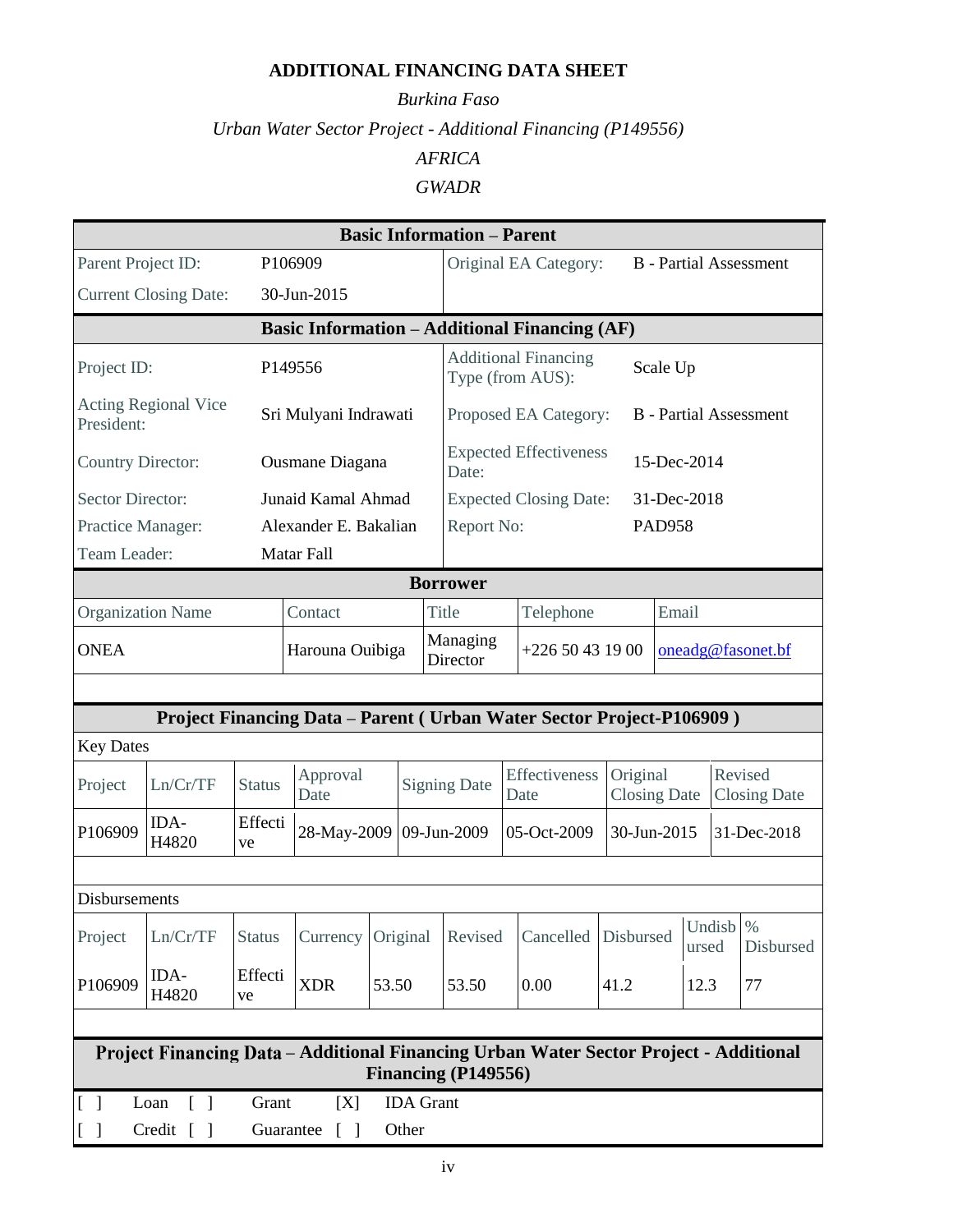# ADDITIONAL FINANCING DATA SHEET

*Burkina Faso*

*Urban Water Sector Project - Additional Financing (P149556)*

*AFRICA*

*GWADR*

| Basic Information – Parent | | | |
|---|---|---|---|
| Parent Project ID: | P106909 | Original EA Category: | B - Partial Assessment |
| Current Closing Date: | 30-Jun-2015 | | |

| Basic Information – Additional Financing (AF) | | | |
|---|---|---|---|
| Project ID: | P149556 | Additional Financing Type (from AUS): | Scale Up |
| Acting Regional Vice President: | Sri Mulyani Indrawati | Proposed EA Category: | B - Partial Assessment |
| Country Director: | Ousmane Diagana | Expected Effectiveness Date: | 15-Dec-2014 |
| Sector Director: | Junaid Kamal Ahmad | Expected Closing Date: | 31-Dec-2018 |
| Practice Manager: | Alexander E. Bakalian | Report No: | PAD958 |
| Team Leader: | Matar Fall | | |

| Borrower | | | | |
|---|---|---|---|---|
| Organization Name | Contact | Title | Telephone | Email |
| ONEA | Harouna Ouibiga | Managing Director | +226 50 43 19 00 | oneadg@fasonet.bf |

**Project Financing Data – Parent ( Urban Water Sector Project-P106909 )**

Key Dates

| Project | Ln/Cr/TF | Status | Approval Date | Signing Date | Effectiveness Date | Original Closing Date | Revised Closing Date |
|---|---|---|---|---|---|---|---|
| P106909 | IDA-H4820 | Effective | 28-May-2009 | 09-Jun-2009 | 05-Oct-2009 | 30-Jun-2015 | 31-Dec-2018 |

Disbursements

| Project | Ln/Cr/TF | Status | Currency | Original | Revised | Cancelled | Disbursed | Undisbursed | % Disbursed |
|---|---|---|---|---|---|---|---|---|---|
| P106909 | IDA-H4820 | Effective | XDR | 53.50 | 53.50 | 0.00 | 41.2 | 12.3 | 77 |

**Project Financing Data – Additional Financing Urban Water Sector Project - Additional Financing (P149556)**

| | | | | | |
|---|---|---|---|---|---|
| [ ] | Loan | [ ] | Grant | [X] | IDA Grant |
| [ ] | Credit | [ ] | Guarantee | [ ] | Other |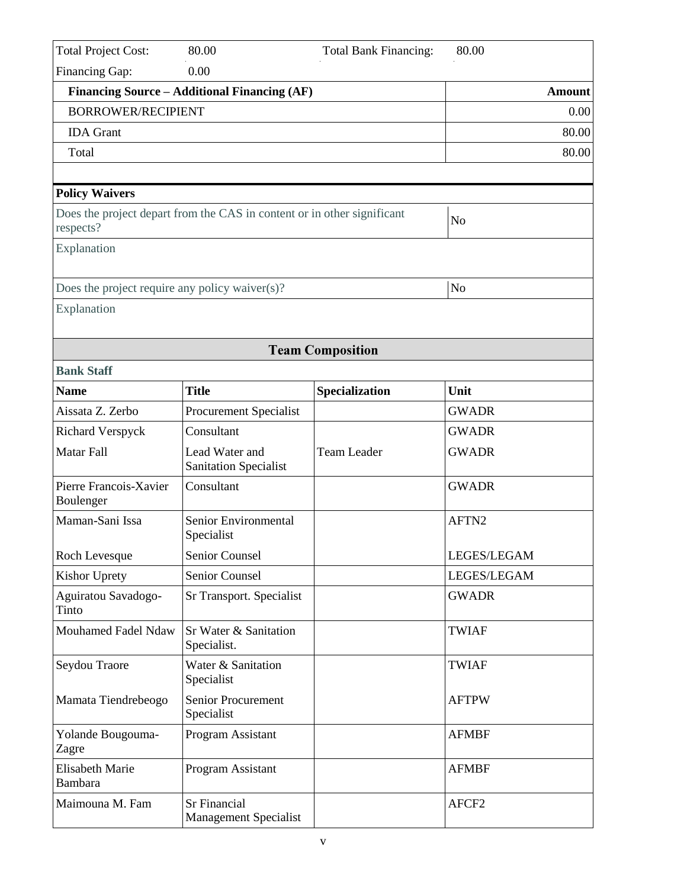| Total Project Cost: | 80.00 | Total Bank Financing: | 80.00 |
|---|---|---|---|
| Financing Gap: | 0.00 | | |

| Financing Source – Additional Financing (AF) | Amount |
|---|---|
| BORROWER/RECIPIENT | 0.00 |
| IDA Grant | 80.00 |
| Total | 80.00 |

**Policy Waivers**

| | |
|---|---|
| Does the project depart from the CAS in content or in other significant respects? | No |
| Explanation | |
| Does the project require any policy waiver(s)? | No |
| Explanation | |

## Team Composition

**Bank Staff**

| Name | Title | Specialization | Unit |
|---|---|---|---|
| Aissata Z. Zerbo | Procurement Specialist | | GWADR |
| Richard Verspyck | Consultant | | GWADR |
| Matar Fall | Lead Water and Sanitation Specialist | Team Leader | GWADR |
| Pierre Francois-Xavier Boulenger | Consultant | | GWADR |
| Maman-Sani Issa | Senior Environmental Specialist | | AFTN2 |
| Roch Levesque | Senior Counsel | | LEGES/LEGAM |
| Kishor Uprety | Senior Counsel | | LEGES/LEGAM |
| Aguiratou Savadogo-Tinto | Sr Transport. Specialist | | GWADR |
| Mouhamed Fadel Ndaw | Sr Water & Sanitation Specialist. | | TWIAF |
| Seydou Traore | Water & Sanitation Specialist | | TWIAF |
| Mamata Tiendrebeogo | Senior Procurement Specialist | | AFTPW |
| Yolande Bougouma-Zagre | Program Assistant | | AFMBF |
| Elisabeth Marie Bambara | Program Assistant | | AFMBF |
| Maimouna M. Fam | Sr Financial Management Specialist | | AFCF2 |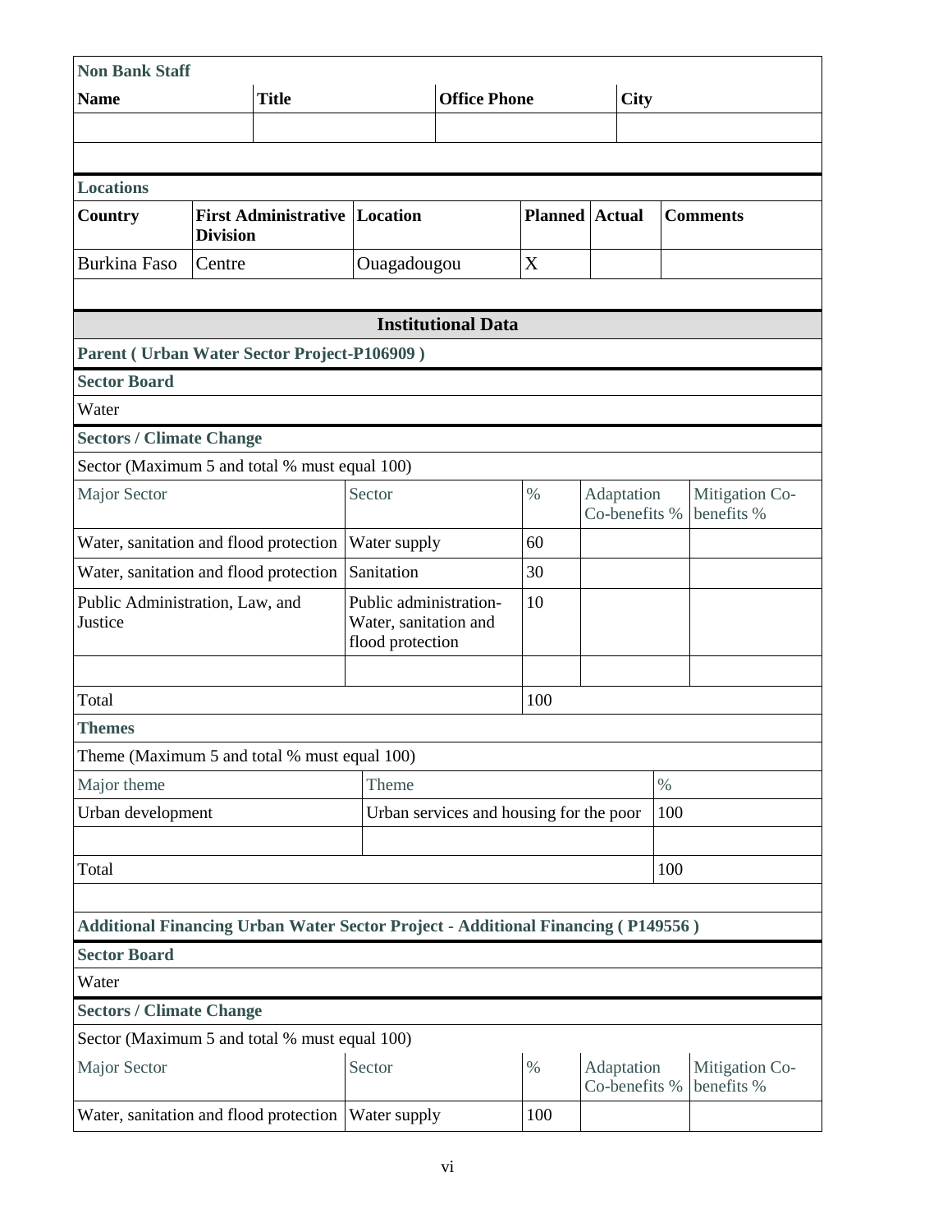**Non Bank Staff**

| Name | Title | Office Phone | City |
|---|---|---|---|
| | | | |

**Locations**

| Country | First Administrative Division | Location | Planned | Actual | Comments |
|---|---|---|---|---|---|
| Burkina Faso | Centre | Ouagadougou | X | | |

## Institutional Data

**Parent ( Urban Water Sector Project-P106909 )**

**Sector Board**

Water

**Sectors / Climate Change**

Sector (Maximum 5 and total % must equal 100)

| Major Sector | Sector | % | Adaptation Co-benefits % | Mitigation Co-benefits % |
|---|---|---|---|---|
| Water, sanitation and flood protection | Water supply | 60 | | |
| Water, sanitation and flood protection | Sanitation | 30 | | |
| Public Administration, Law, and Justice | Public administration-Water, sanitation and flood protection | 10 | | |
| | | | | |
| Total | | 100 | | |

**Themes**

Theme (Maximum 5 and total % must equal 100)

| Major theme | Theme | % |
|---|---|---|
| Urban development | Urban services and housing for the poor | 100 |
| | | |
| Total | | 100 |

**Additional Financing Urban Water Sector Project - Additional Financing ( P149556 )**

**Sector Board**

Water

**Sectors / Climate Change**

Sector (Maximum 5 and total % must equal 100)

| Major Sector | Sector | % | Adaptation Co-benefits % | Mitigation Co-benefits % |
|---|---|---|---|---|
| Water, sanitation and flood protection | Water supply | 100 | | |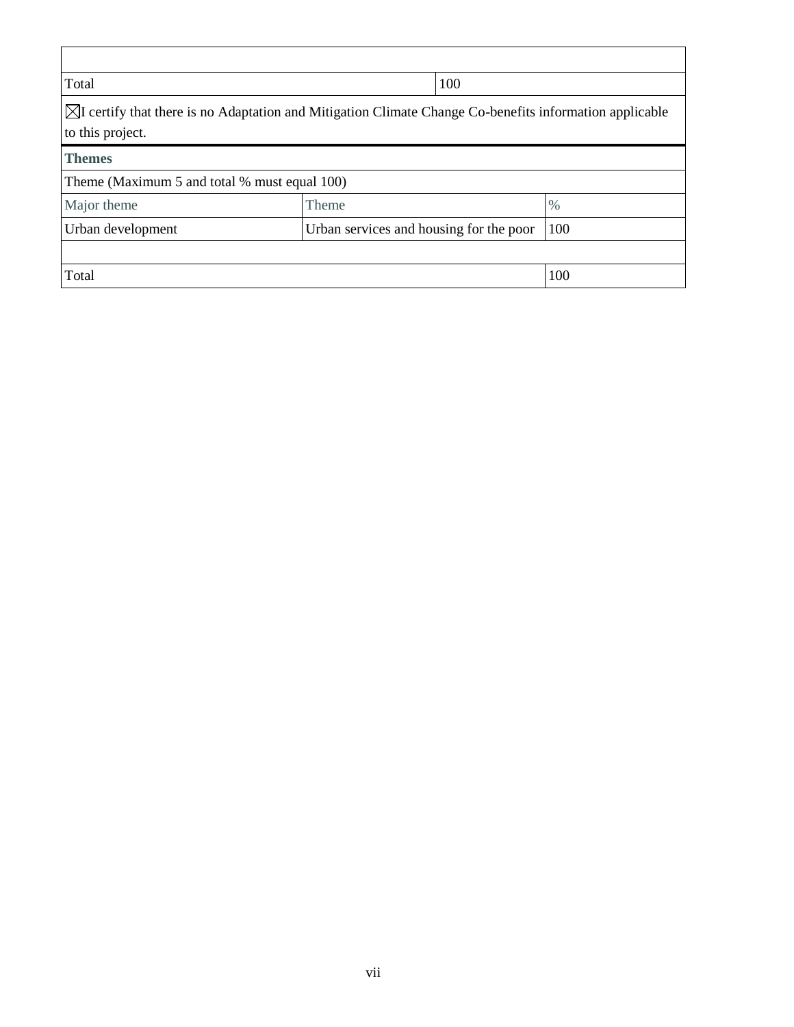| | |
|---|---|
| | |
| Total | 100 |

☒I certify that there is no Adaptation and Mitigation Climate Change Co-benefits information applicable to this project.

**Themes**

Theme (Maximum 5 and total % must equal 100)

| Major theme | Theme | % |
|---|---|---|
| Urban development | Urban services and housing for the poor | 100 |
| | | |
| Total | | 100 |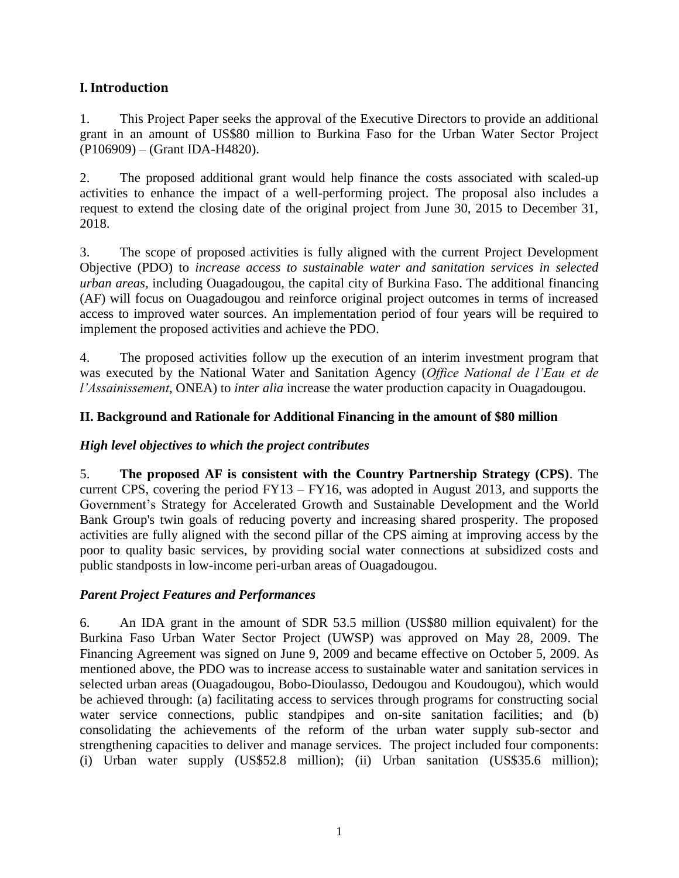## I. Introduction

1. This Project Paper seeks the approval of the Executive Directors to provide an additional grant in an amount of US$80 million to Burkina Faso for the Urban Water Sector Project (P106909) – (Grant IDA-H4820).

2. The proposed additional grant would help finance the costs associated with scaled-up activities to enhance the impact of a well-performing project. The proposal also includes a request to extend the closing date of the original project from June 30, 2015 to December 31, 2018.

3. The scope of proposed activities is fully aligned with the current Project Development Objective (PDO) to *increase access to sustainable water and sanitation services in selected urban areas,* including Ouagadougou, the capital city of Burkina Faso. The additional financing (AF) will focus on Ouagadougou and reinforce original project outcomes in terms of increased access to improved water sources. An implementation period of four years will be required to implement the proposed activities and achieve the PDO.

4. The proposed activities follow up the execution of an interim investment program that was executed by the National Water and Sanitation Agency (*Office National de l'Eau et de l'Assainissement*, ONEA) to *inter alia* increase the water production capacity in Ouagadougou.

## II. Background and Rationale for Additional Financing in the amount of $80 million

### *High level objectives to which the project contributes*

5. **The proposed AF is consistent with the Country Partnership Strategy (CPS)**. The current CPS, covering the period FY13 – FY16, was adopted in August 2013, and supports the Government's Strategy for Accelerated Growth and Sustainable Development and the World Bank Group's twin goals of reducing poverty and increasing shared prosperity. The proposed activities are fully aligned with the second pillar of the CPS aiming at improving access by the poor to quality basic services, by providing social water connections at subsidized costs and public standposts in low-income peri-urban areas of Ouagadougou.

### *Parent Project Features and Performances*

6. An IDA grant in the amount of SDR 53.5 million (US$80 million equivalent) for the Burkina Faso Urban Water Sector Project (UWSP) was approved on May 28, 2009. The Financing Agreement was signed on June 9, 2009 and became effective on October 5, 2009. As mentioned above, the PDO was to increase access to sustainable water and sanitation services in selected urban areas (Ouagadougou, Bobo-Dioulasso, Dedougou and Koudougou), which would be achieved through: (a) facilitating access to services through programs for constructing social water service connections, public standpipes and on-site sanitation facilities; and (b) consolidating the achievements of the reform of the urban water supply sub-sector and strengthening capacities to deliver and manage services. The project included four components: (i) Urban water supply (US$52.8 million); (ii) Urban sanitation (US$35.6 million);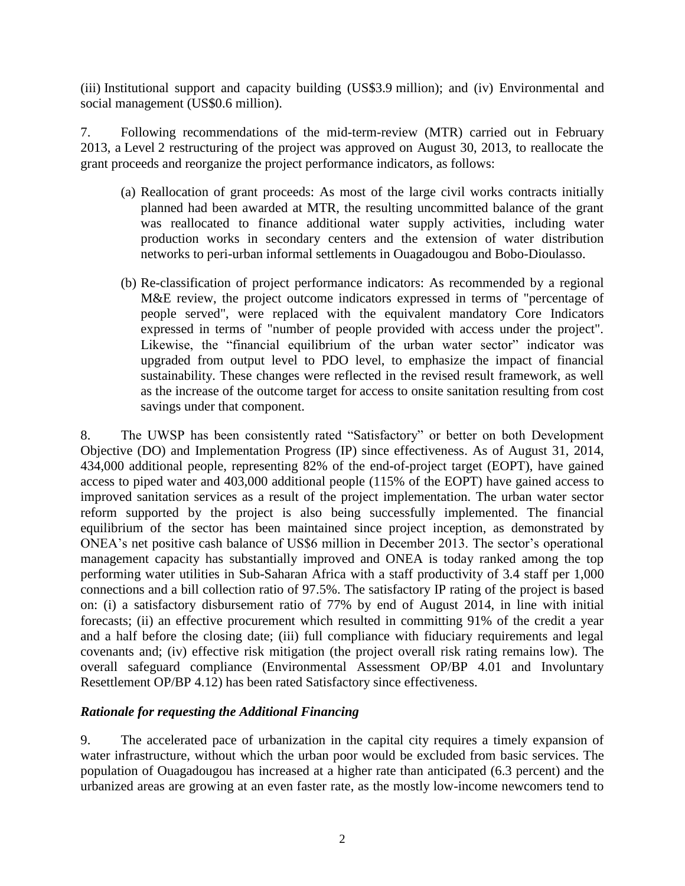(iii) Institutional support and capacity building (US$3.9 million); and (iv) Environmental and social management (US$0.6 million).

7. Following recommendations of the mid-term-review (MTR) carried out in February 2013, a Level 2 restructuring of the project was approved on August 30, 2013, to reallocate the grant proceeds and reorganize the project performance indicators, as follows:

(a) Reallocation of grant proceeds: As most of the large civil works contracts initially planned had been awarded at MTR, the resulting uncommitted balance of the grant was reallocated to finance additional water supply activities, including water production works in secondary centers and the extension of water distribution networks to peri-urban informal settlements in Ouagadougou and Bobo-Dioulasso.

(b) Re-classification of project performance indicators: As recommended by a regional M&E review, the project outcome indicators expressed in terms of "percentage of people served", were replaced with the equivalent mandatory Core Indicators expressed in terms of "number of people provided with access under the project". Likewise, the "financial equilibrium of the urban water sector" indicator was upgraded from output level to PDO level, to emphasize the impact of financial sustainability. These changes were reflected in the revised result framework, as well as the increase of the outcome target for access to onsite sanitation resulting from cost savings under that component.

8. The UWSP has been consistently rated "Satisfactory" or better on both Development Objective (DO) and Implementation Progress (IP) since effectiveness. As of August 31, 2014, 434,000 additional people, representing 82% of the end-of-project target (EOPT), have gained access to piped water and 403,000 additional people (115% of the EOPT) have gained access to improved sanitation services as a result of the project implementation. The urban water sector reform supported by the project is also being successfully implemented. The financial equilibrium of the sector has been maintained since project inception, as demonstrated by ONEA's net positive cash balance of US$6 million in December 2013. The sector's operational management capacity has substantially improved and ONEA is today ranked among the top performing water utilities in Sub-Saharan Africa with a staff productivity of 3.4 staff per 1,000 connections and a bill collection ratio of 97.5%. The satisfactory IP rating of the project is based on: (i) a satisfactory disbursement ratio of 77% by end of August 2014, in line with initial forecasts; (ii) an effective procurement which resulted in committing 91% of the credit a year and a half before the closing date; (iii) full compliance with fiduciary requirements and legal covenants and; (iv) effective risk mitigation (the project overall risk rating remains low). The overall safeguard compliance (Environmental Assessment OP/BP 4.01 and Involuntary Resettlement OP/BP 4.12) has been rated Satisfactory since effectiveness.

### *Rationale for requesting the Additional Financing*

9. The accelerated pace of urbanization in the capital city requires a timely expansion of water infrastructure, without which the urban poor would be excluded from basic services. The population of Ouagadougou has increased at a higher rate than anticipated (6.3 percent) and the urbanized areas are growing at an even faster rate, as the mostly low-income newcomers tend to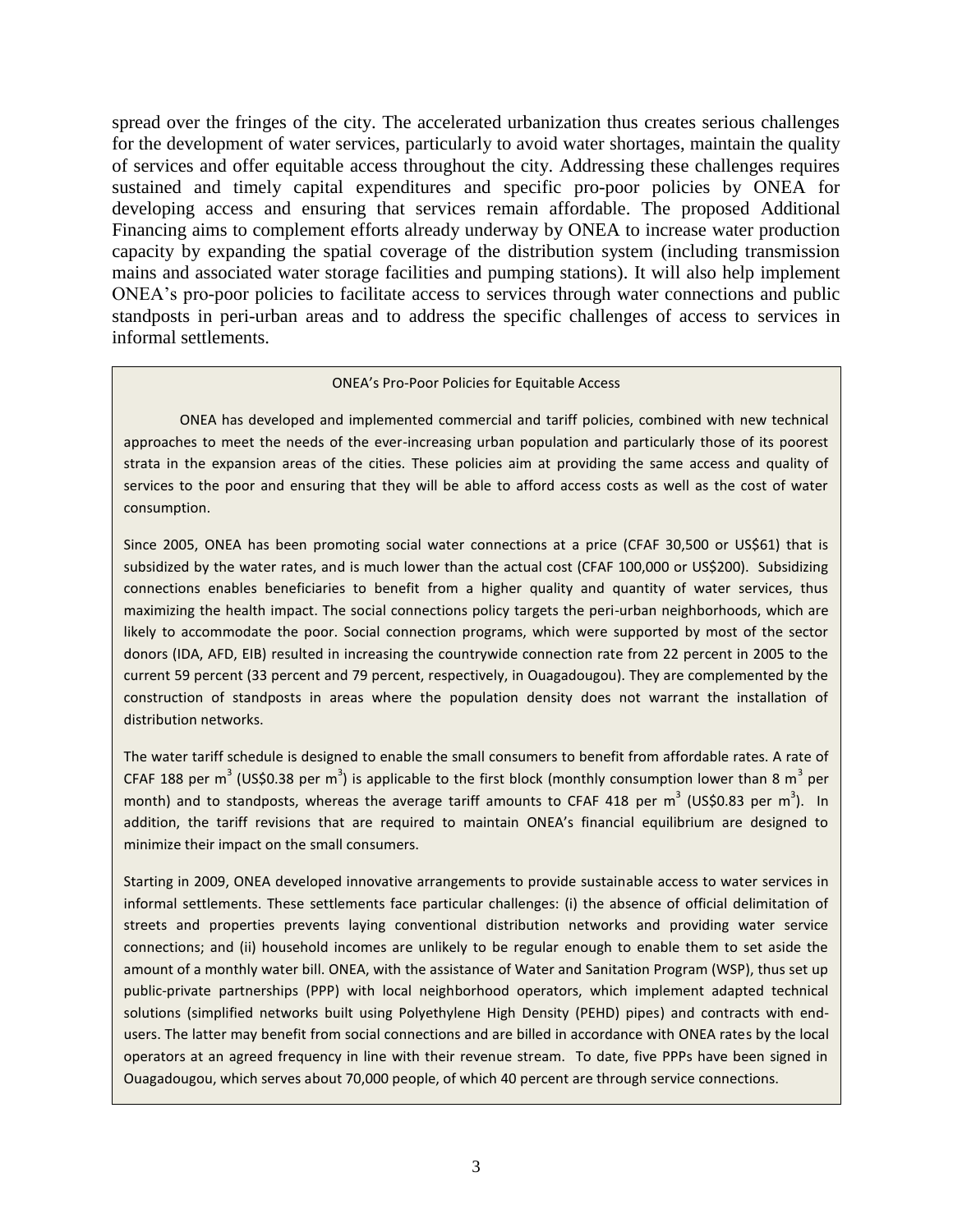spread over the fringes of the city. The accelerated urbanization thus creates serious challenges for the development of water services, particularly to avoid water shortages, maintain the quality of services and offer equitable access throughout the city. Addressing these challenges requires sustained and timely capital expenditures and specific pro-poor policies by ONEA for developing access and ensuring that services remain affordable. The proposed Additional Financing aims to complement efforts already underway by ONEA to increase water production capacity by expanding the spatial coverage of the distribution system (including transmission mains and associated water storage facilities and pumping stations). It will also help implement ONEA's pro-poor policies to facilitate access to services through water connections and public standposts in peri-urban areas and to address the specific challenges of access to services in informal settlements.

### ONEA's Pro-Poor Policies for Equitable Access

ONEA has developed and implemented commercial and tariff policies, combined with new technical approaches to meet the needs of the ever-increasing urban population and particularly those of its poorest strata in the expansion areas of the cities. These policies aim at providing the same access and quality of services to the poor and ensuring that they will be able to afford access costs as well as the cost of water consumption.

Since 2005, ONEA has been promoting social water connections at a price (CFAF 30,500 or US$61) that is subsidized by the water rates, and is much lower than the actual cost (CFAF 100,000 or US$200). Subsidizing connections enables beneficiaries to benefit from a higher quality and quantity of water services, thus maximizing the health impact. The social connections policy targets the peri-urban neighborhoods, which are likely to accommodate the poor. Social connection programs, which were supported by most of the sector donors (IDA, AFD, EIB) resulted in increasing the countrywide connection rate from 22 percent in 2005 to the current 59 percent (33 percent and 79 percent, respectively, in Ouagadougou). They are complemented by the construction of standposts in areas where the population density does not warrant the installation of distribution networks.

The water tariff schedule is designed to enable the small consumers to benefit from affordable rates. A rate of CFAF 188 per $m^3$ (US$0.38 per $m^3$) is applicable to the first block (monthly consumption lower than 8 $m^3$ per month) and to standposts, whereas the average tariff amounts to CFAF 418 per $m^3$ (US$0.83 per $m^3$). In addition, the tariff revisions that are required to maintain ONEA's financial equilibrium are designed to minimize their impact on the small consumers.

Starting in 2009, ONEA developed innovative arrangements to provide sustainable access to water services in informal settlements. These settlements face particular challenges: (i) the absence of official delimitation of streets and properties prevents laying conventional distribution networks and providing water service connections; and (ii) household incomes are unlikely to be regular enough to enable them to set aside the amount of a monthly water bill. ONEA, with the assistance of Water and Sanitation Program (WSP), thus set up public-private partnerships (PPP) with local neighborhood operators, which implement adapted technical solutions (simplified networks built using Polyethylene High Density (PEHD) pipes) and contracts with end-users. The latter may benefit from social connections and are billed in accordance with ONEA rates by the local operators at an agreed frequency in line with their revenue stream. To date, five PPPs have been signed in Ouagadougou, which serves about 70,000 people, of which 40 percent are through service connections.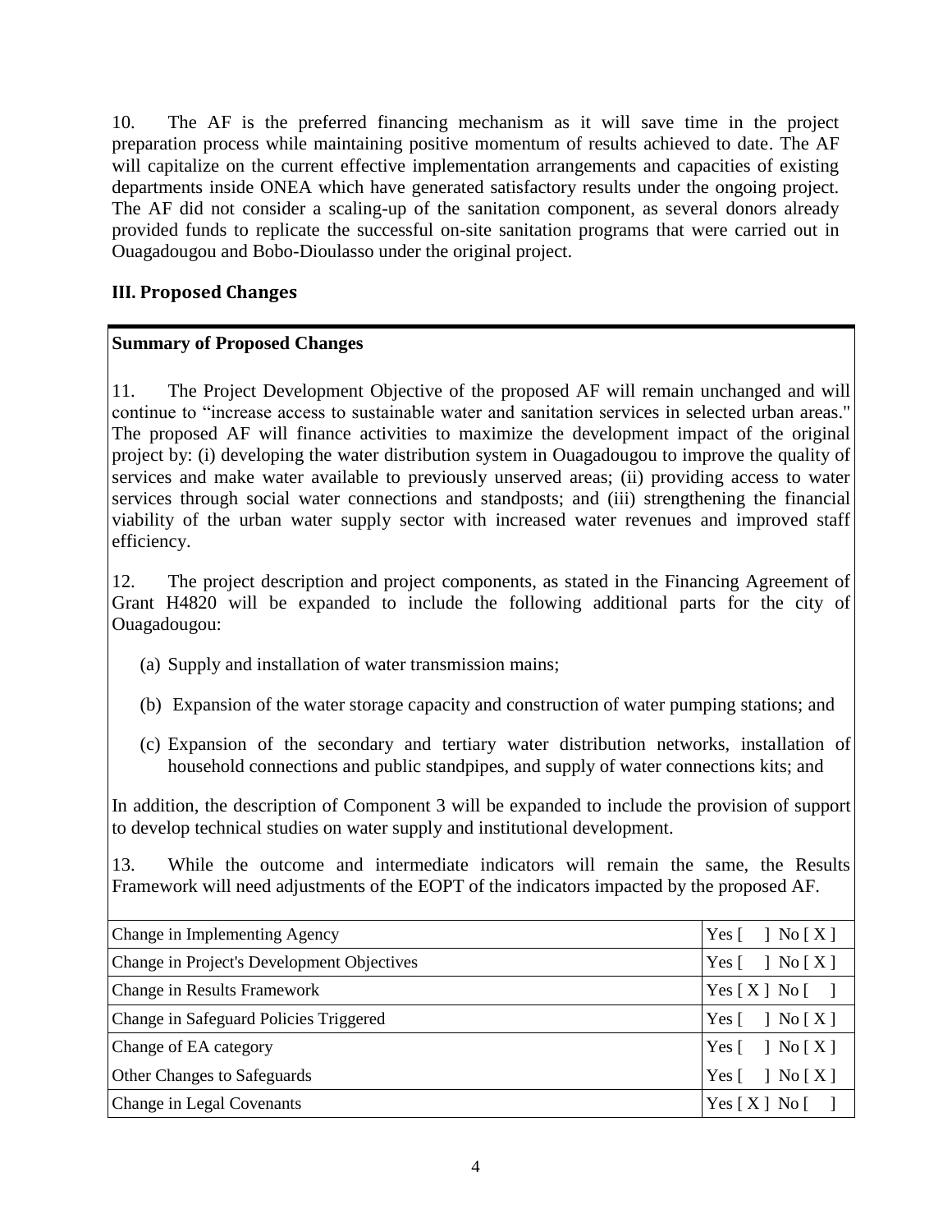10. The AF is the preferred financing mechanism as it will save time in the project preparation process while maintaining positive momentum of results achieved to date. The AF will capitalize on the current effective implementation arrangements and capacities of existing departments inside ONEA which have generated satisfactory results under the ongoing project. The AF did not consider a scaling-up of the sanitation component, as several donors already provided funds to replicate the successful on-site sanitation programs that were carried out in Ouagadougou and Bobo-Dioulasso under the original project.

## III. Proposed Changes

**Summary of Proposed Changes**

11. The Project Development Objective of the proposed AF will remain unchanged and will continue to "increase access to sustainable water and sanitation services in selected urban areas." The proposed AF will finance activities to maximize the development impact of the original project by: (i) developing the water distribution system in Ouagadougou to improve the quality of services and make water available to previously unserved areas; (ii) providing access to water services through social water connections and standposts; and (iii) strengthening the financial viability of the urban water supply sector with increased water revenues and improved staff efficiency.

12. The project description and project components, as stated in the Financing Agreement of Grant H4820 will be expanded to include the following additional parts for the city of Ouagadougou:

(a) Supply and installation of water transmission mains;

(b) Expansion of the water storage capacity and construction of water pumping stations; and

(c) Expansion of the secondary and tertiary water distribution networks, installation of household connections and public standpipes, and supply of water connections kits; and

In addition, the description of Component 3 will be expanded to include the provision of support to develop technical studies on water supply and institutional development.

13. While the outcome and intermediate indicators will remain the same, the Results Framework will need adjustments of the EOPT of the indicators impacted by the proposed AF.

| | |
|---|---|
| Change in Implementing Agency | Yes [ ] No [ X ] |
| Change in Project's Development Objectives | Yes [ ] No [ X ] |
| Change in Results Framework | Yes [ X ] No [ ] |
| Change in Safeguard Policies Triggered | Yes [ ] No [ X ] |
| Change of EA category | Yes [ ] No [ X ] |
| Other Changes to Safeguards | Yes [ ] No [ X ] |
| Change in Legal Covenants | Yes [ X ] No [ ] |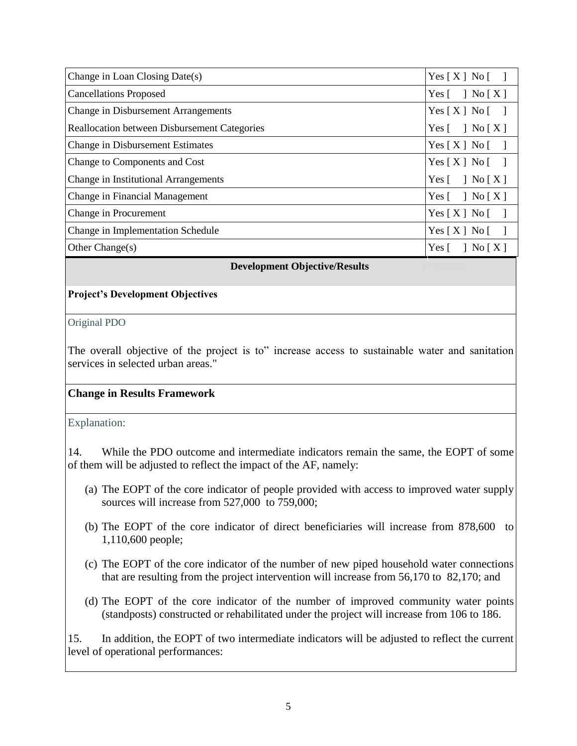| | |
|---|---|
| Change in Loan Closing Date(s) | Yes [ X ] No [ ] |
| Cancellations Proposed | Yes [ ] No [ X ] |
| Change in Disbursement Arrangements | Yes [ X ] No [ ] |
| Reallocation between Disbursement Categories | Yes [ ] No [ X ] |
| Change in Disbursement Estimates | Yes [ X ] No [ ] |
| Change to Components and Cost | Yes [ X ] No [ ] |
| Change in Institutional Arrangements | Yes [ ] No [ X ] |
| Change in Financial Management | Yes [ ] No [ X ] |
| Change in Procurement | Yes [ X ] No [ ] |
| Change in Implementation Schedule | Yes [ X ] No [ ] |
| Other Change(s) | Yes [ ] No [ X ] |

**Development Objective/Results**

**Project's Development Objectives**

Original PDO

The overall objective of the project is to" increase access to sustainable water and sanitation services in selected urban areas."

**Change in Results Framework**

Explanation:

14. While the PDO outcome and intermediate indicators remain the same, the EOPT of some of them will be adjusted to reflect the impact of the AF, namely:

(a) The EOPT of the core indicator of people provided with access to improved water supply sources will increase from 527,000 to 759,000;

(b) The EOPT of the core indicator of direct beneficiaries will increase from 878,600 to 1,110,600 people;

(c) The EOPT of the core indicator of the number of new piped household water connections that are resulting from the project intervention will increase from 56,170 to 82,170; and

(d) The EOPT of the core indicator of the number of improved community water points (standposts) constructed or rehabilitated under the project will increase from 106 to 186.

15. In addition, the EOPT of two intermediate indicators will be adjusted to reflect the current level of operational performances: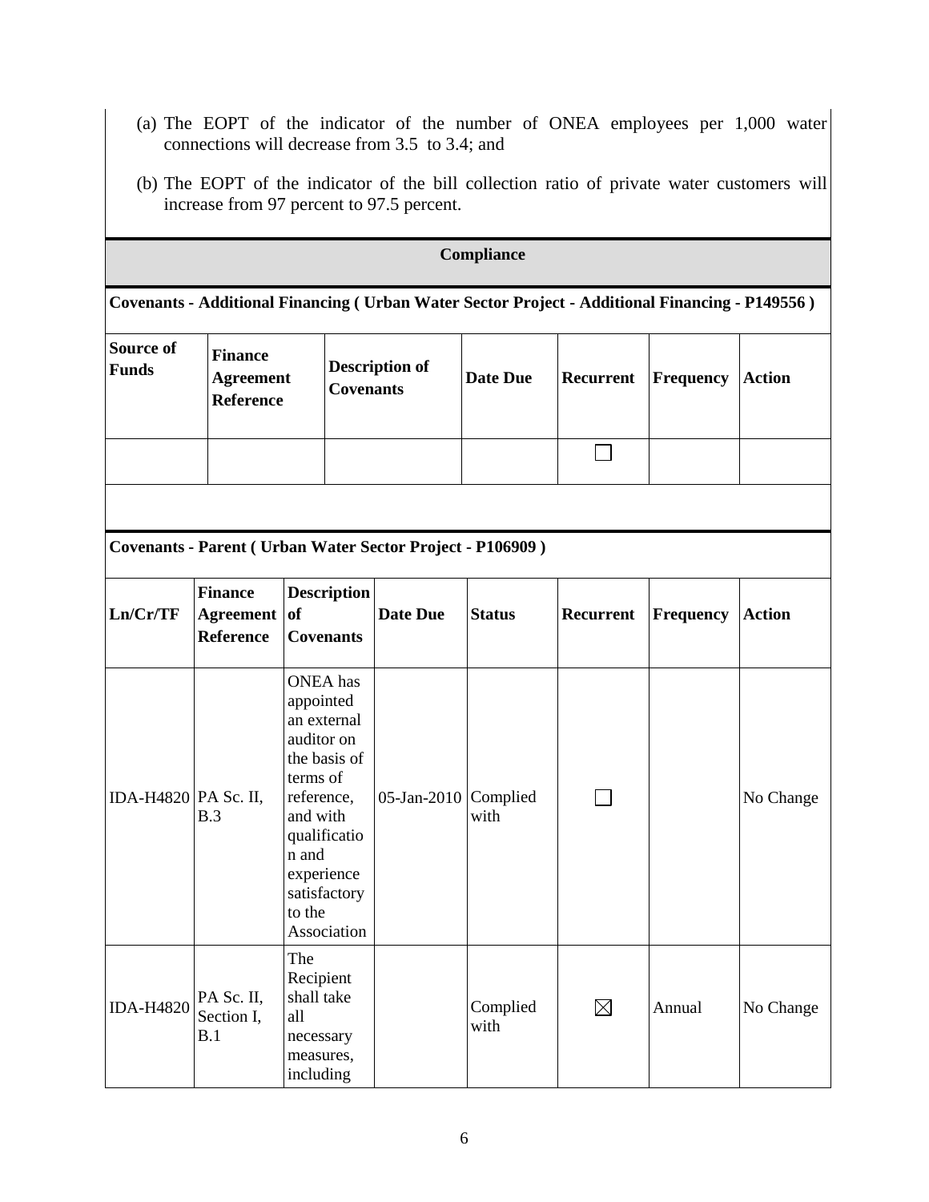(a) The EOPT of the indicator of the number of ONEA employees per 1,000 water connections will decrease from 3.5 to 3.4; and

(b) The EOPT of the indicator of the bill collection ratio of private water customers will increase from 97 percent to 97.5 percent.

## Compliance

**Covenants - Additional Financing ( Urban Water Sector Project - Additional Financing - P149556 )**

| Source of Funds | Finance Agreement Reference | Description of Covenants | Date Due | Recurrent | Frequency | Action |
|---|---|---|---|---|---|---|
| | | | | ☐ | | |

**Covenants - Parent ( Urban Water Sector Project - P106909 )**

| Ln/Cr/TF | Finance Agreement Reference | Description of Covenants | Date Due | Status | Recurrent | Frequency | Action |
|---|---|---|---|---|---|---|---|
| IDA-H4820 | PA Sc. II, B.3 | ONEA has appointed an external auditor on the basis of terms of reference, and with qualification and experience satisfactory to the Association | 05-Jan-2010 | Complied with | ☐ | | No Change |
| IDA-H4820 | PA Sc. II, Section I, B.1 | The Recipient shall take all necessary measures, including | | Complied with | ☒ | Annual | No Change |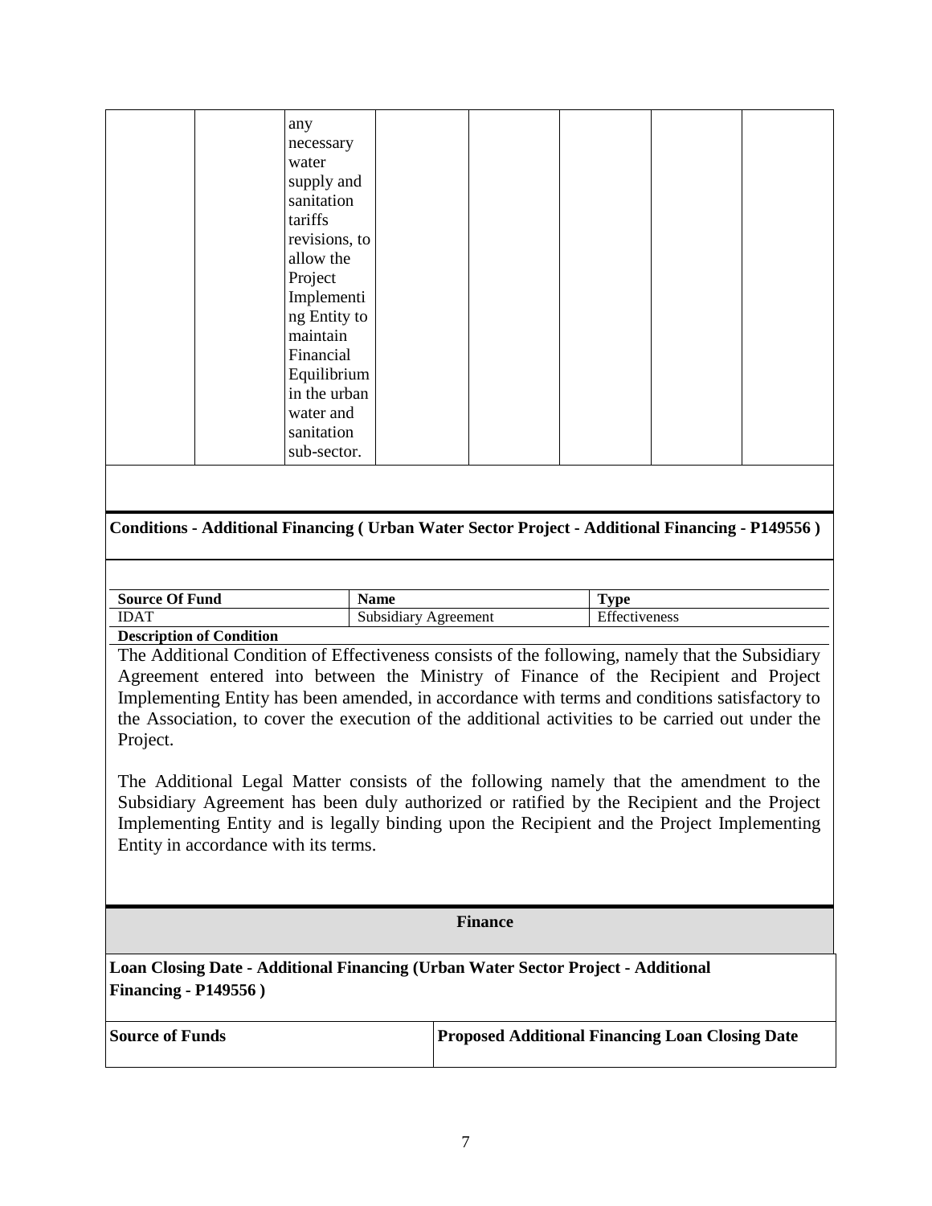| | | any necessary water supply and sanitation tariffs revisions, to allow the Project Implementing Entity to maintain Financial Equilibrium in the urban water and sanitation sub-sector. | | | | | |
|---|---|---|---|---|---|---|---|

**Conditions - Additional Financing ( Urban Water Sector Project - Additional Financing - P149556 )**

| Source Of Fund | Name | Type |
|---|---|---|
| IDAT | Subsidiary Agreement | Effectiveness |

**Description of Condition**

The Additional Condition of Effectiveness consists of the following, namely that the Subsidiary Agreement entered into between the Ministry of Finance of the Recipient and Project Implementing Entity has been amended, in accordance with terms and conditions satisfactory to the Association, to cover the execution of the additional activities to be carried out under the Project.

The Additional Legal Matter consists of the following namely that the amendment to the Subsidiary Agreement has been duly authorized or ratified by the Recipient and the Project Implementing Entity and is legally binding upon the Recipient and the Project Implementing Entity in accordance with its terms.

## Finance

**Loan Closing Date - Additional Financing (Urban Water Sector Project - Additional Financing - P149556 )**

| Source of Funds | Proposed Additional Financing Loan Closing Date |
|---|---|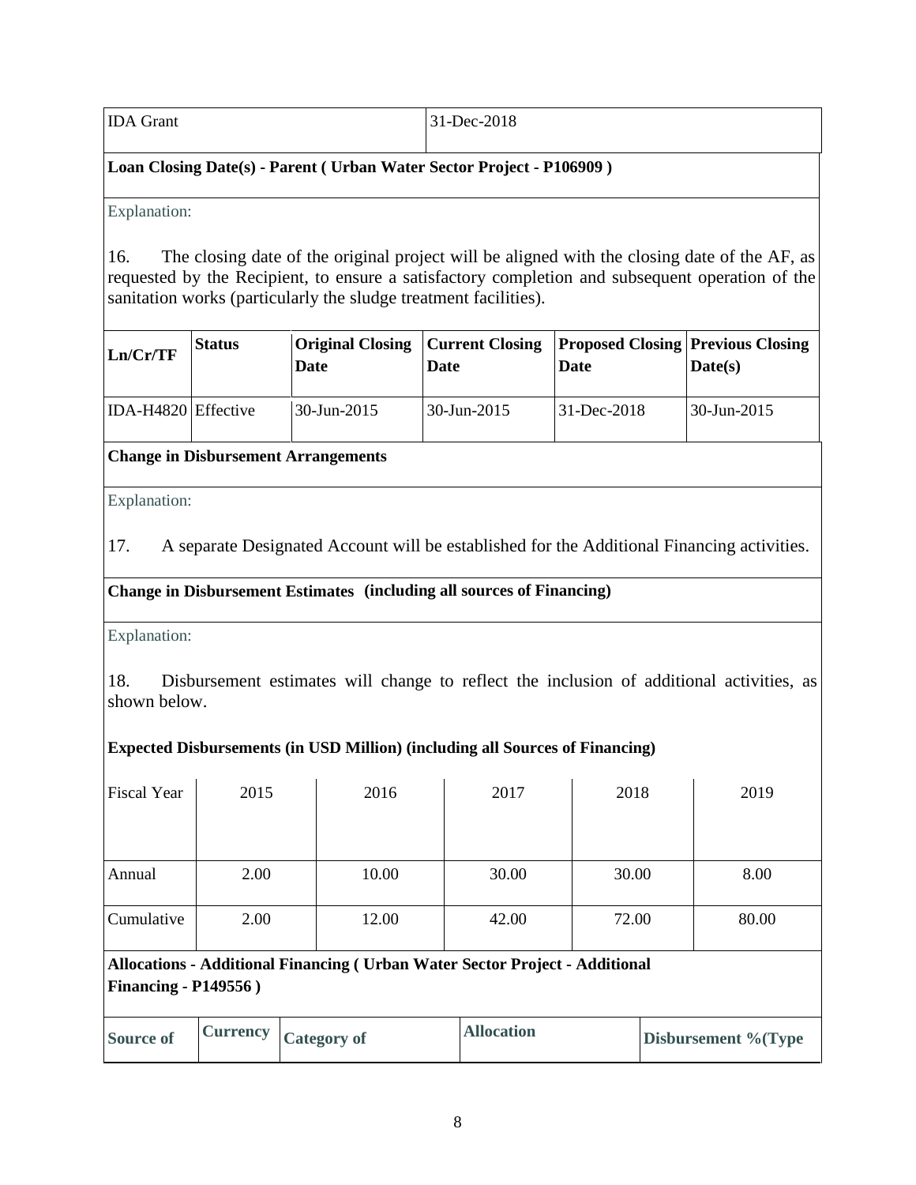| IDA Grant | 31-Dec-2018 |
|---|---|

**Loan Closing Date(s) - Parent ( Urban Water Sector Project - P106909 )**

Explanation:

16. The closing date of the original project will be aligned with the closing date of the AF, as requested by the Recipient, to ensure a satisfactory completion and subsequent operation of the sanitation works (particularly the sludge treatment facilities).

| Ln/Cr/TF | Status | Original Closing Date | Current Closing Date | Proposed Closing Date | Previous Closing Date(s) |
|---|---|---|---|---|---|
| IDA-H4820 | Effective | 30-Jun-2015 | 30-Jun-2015 | 31-Dec-2018 | 30-Jun-2015 |

**Change in Disbursement Arrangements**

Explanation:

17. A separate Designated Account will be established for the Additional Financing activities.

**Change in Disbursement Estimates (including all sources of Financing)**

Explanation:

18. Disbursement estimates will change to reflect the inclusion of additional activities, as shown below.

**Expected Disbursements (in USD Million) (including all Sources of Financing)**

| Fiscal Year | 2015 | 2016 | 2017 | 2018 | 2019 |
|---|---|---|---|---|---|
| Annual | 2.00 | 10.00 | 30.00 | 30.00 | 8.00 |
| Cumulative | 2.00 | 12.00 | 42.00 | 72.00 | 80.00 |

**Allocations - Additional Financing ( Urban Water Sector Project - Additional Financing - P149556 )**

| Source of | Currency | Category of | Allocation | Disbursement %(Type |
|---|---|---|---|---|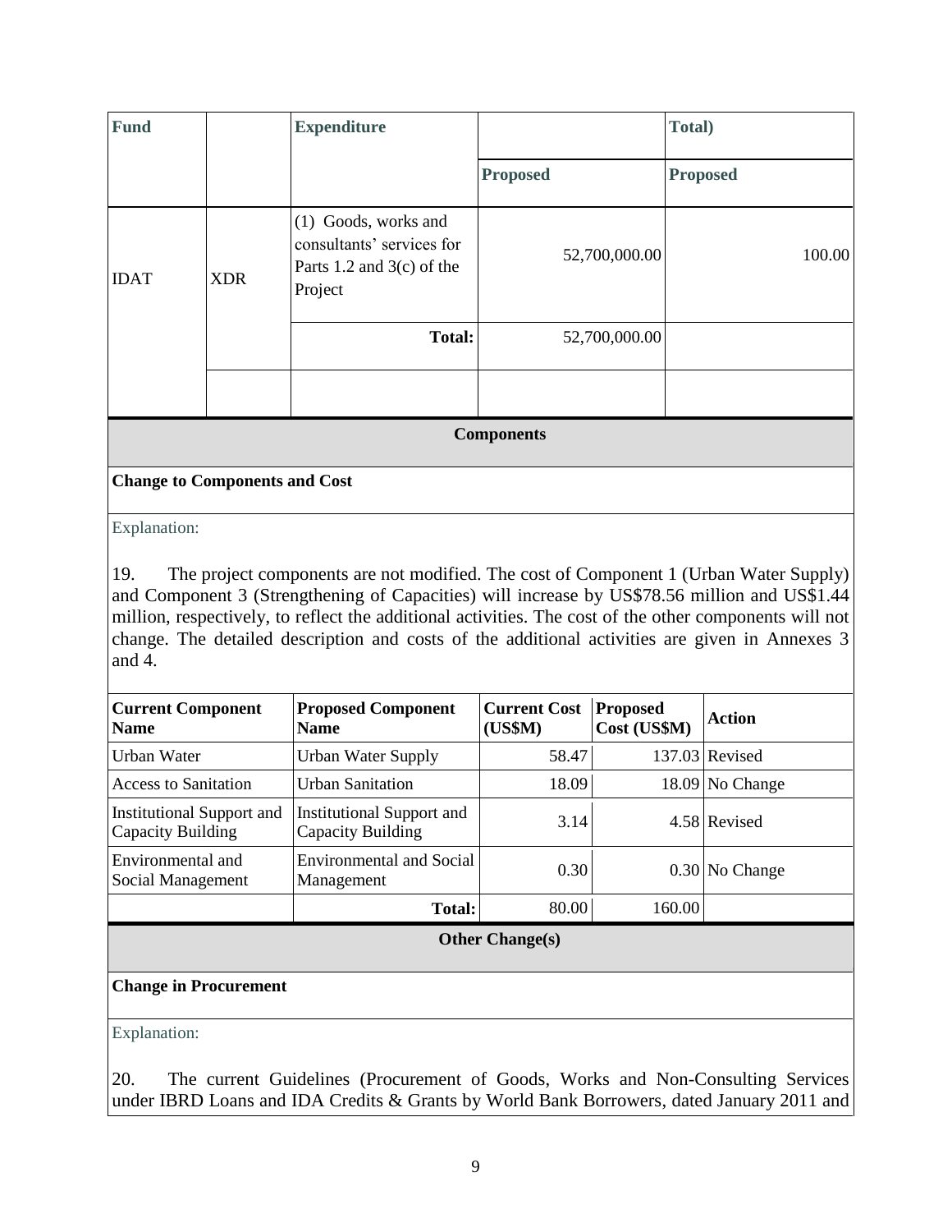| Fund | | Expenditure | | Total) |
|---|---|---|---|---|
| | | | Proposed | Proposed |
| IDAT | XDR | (1) Goods, works and consultants' services for Parts 1.2 and 3(c) of the Project | 52,700,000.00 | 100.00 |
| | | Total: | 52,700,000.00 | |
| | | | | |

## Components

### Change to Components and Cost

Explanation:

19. The project components are not modified. The cost of Component 1 (Urban Water Supply) and Component 3 (Strengthening of Capacities) will increase by US$78.56 million and US$1.44 million, respectively, to reflect the additional activities. The cost of the other components will not change. The detailed description and costs of the additional activities are given in Annexes 3 and 4.

| Current Component Name | Proposed Component Name | Current Cost (US$M) | Proposed Cost (US$M) | Action |
|---|---|---|---|---|
| Urban Water | Urban Water Supply | 58.47 | 137.03 | Revised |
| Access to Sanitation | Urban Sanitation | 18.09 | 18.09 | No Change |
| Institutional Support and Capacity Building | Institutional Support and Capacity Building | 3.14 | 4.58 | Revised |
| Environmental and Social Management | Environmental and Social Management | 0.30 | 0.30 | No Change |
| | Total: | 80.00 | 160.00 | |

## Other Change(s)

### Change in Procurement

Explanation:

20. The current Guidelines (Procurement of Goods, Works and Non-Consulting Services under IBRD Loans and IDA Credits & Grants by World Bank Borrowers, dated January 2011 and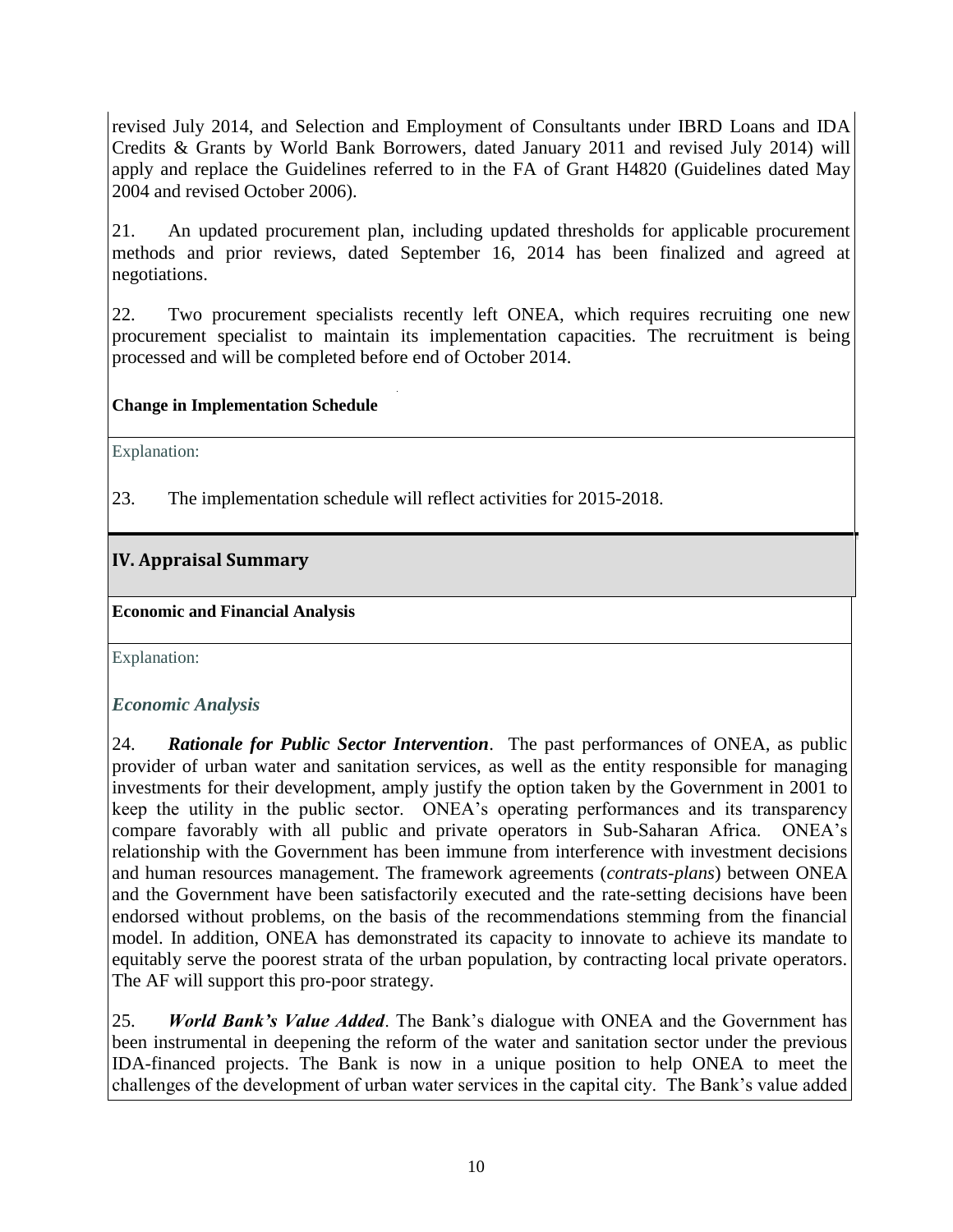revised July 2014, and Selection and Employment of Consultants under IBRD Loans and IDA Credits & Grants by World Bank Borrowers, dated January 2011 and revised July 2014) will apply and replace the Guidelines referred to in the FA of Grant H4820 (Guidelines dated May 2004 and revised October 2006).

21. An updated procurement plan, including updated thresholds for applicable procurement methods and prior reviews, dated September 16, 2014 has been finalized and agreed at negotiations.

22. Two procurement specialists recently left ONEA, which requires recruiting one new procurement specialist to maintain its implementation capacities. The recruitment is being processed and will be completed before end of October 2014.

**Change in Implementation Schedule**

Explanation:

23. The implementation schedule will reflect activities for 2015-2018.

## IV. Appraisal Summary

**Economic and Financial Analysis**

Explanation:

### *Economic Analysis*

24. ***Rationale for Public Sector Intervention***. The past performances of ONEA, as public provider of urban water and sanitation services, as well as the entity responsible for managing investments for their development, amply justify the option taken by the Government in 2001 to keep the utility in the public sector. ONEA's operating performances and its transparency compare favorably with all public and private operators in Sub-Saharan Africa. ONEA's relationship with the Government has been immune from interference with investment decisions and human resources management. The framework agreements (*contrats-plans*) between ONEA and the Government have been satisfactorily executed and the rate-setting decisions have been endorsed without problems, on the basis of the recommendations stemming from the financial model. In addition, ONEA has demonstrated its capacity to innovate to achieve its mandate to equitably serve the poorest strata of the urban population, by contracting local private operators. The AF will support this pro-poor strategy.

25. ***World Bank's Value Added***. The Bank's dialogue with ONEA and the Government has been instrumental in deepening the reform of the water and sanitation sector under the previous IDA-financed projects. The Bank is now in a unique position to help ONEA to meet the challenges of the development of urban water services in the capital city. The Bank's value added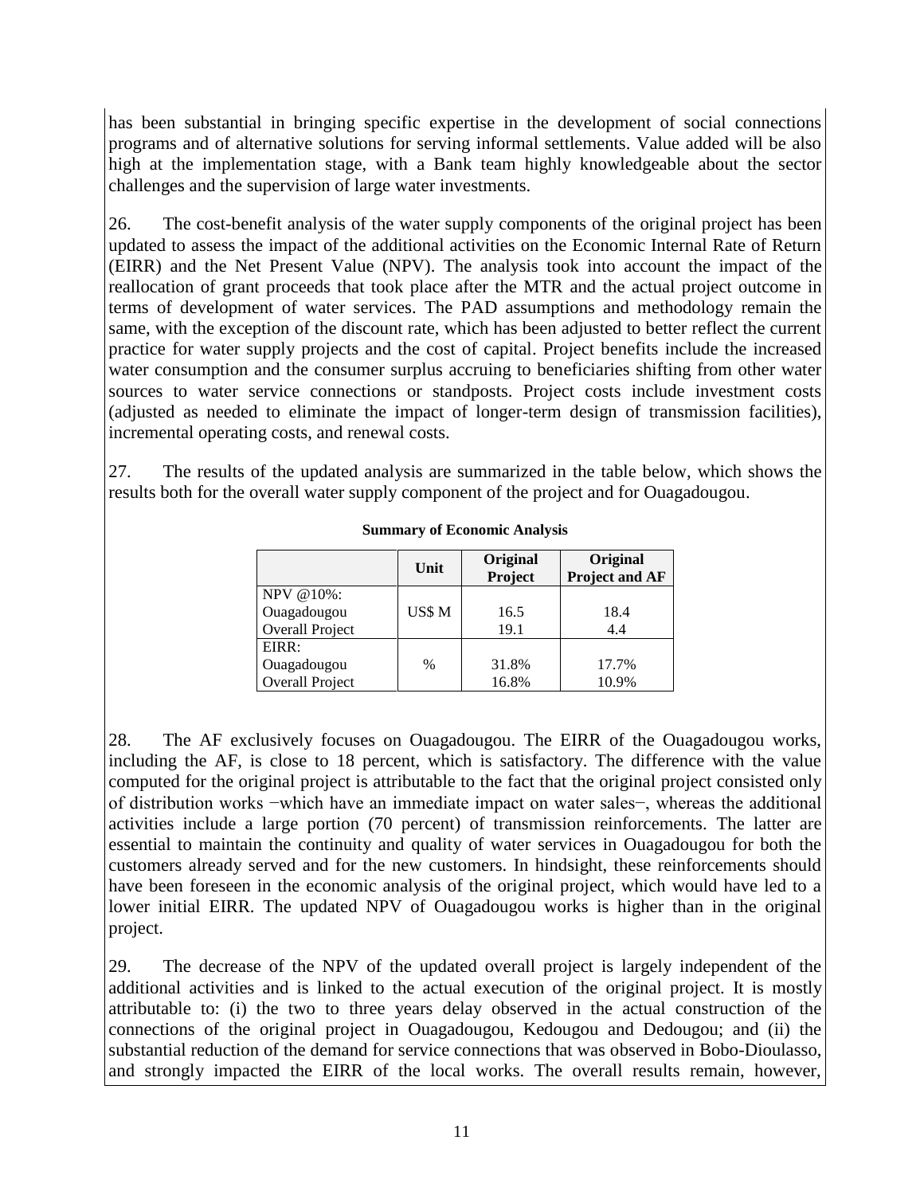has been substantial in bringing specific expertise in the development of social connections programs and of alternative solutions for serving informal settlements. Value added will be also high at the implementation stage, with a Bank team highly knowledgeable about the sector challenges and the supervision of large water investments.

26. The cost-benefit analysis of the water supply components of the original project has been updated to assess the impact of the additional activities on the Economic Internal Rate of Return (EIRR) and the Net Present Value (NPV). The analysis took into account the impact of the reallocation of grant proceeds that took place after the MTR and the actual project outcome in terms of development of water services. The PAD assumptions and methodology remain the same, with the exception of the discount rate, which has been adjusted to better reflect the current practice for water supply projects and the cost of capital. Project benefits include the increased water consumption and the consumer surplus accruing to beneficiaries shifting from other water sources to water service connections or standposts. Project costs include investment costs (adjusted as needed to eliminate the impact of longer-term design of transmission facilities), incremental operating costs, and renewal costs.

27. The results of the updated analysis are summarized in the table below, which shows the results both for the overall water supply component of the project and for Ouagadougou.

**Summary of Economic Analysis**

| | Unit | Original Project | Original Project and AF |
|---|---|---|---|
| NPV @10%: | | | |
| Ouagadougou | US$ M | 16.5 | 18.4 |
| Overall Project | | 19.1 | 4.4 |
| EIRR: | | | |
| Ouagadougou | % | 31.8% | 17.7% |
| Overall Project | | 16.8% | 10.9% |

28. The AF exclusively focuses on Ouagadougou. The EIRR of the Ouagadougou works, including the AF, is close to 18 percent, which is satisfactory. The difference with the value computed for the original project is attributable to the fact that the original project consisted only of distribution works −which have an immediate impact on water sales−, whereas the additional activities include a large portion (70 percent) of transmission reinforcements. The latter are essential to maintain the continuity and quality of water services in Ouagadougou for both the customers already served and for the new customers. In hindsight, these reinforcements should have been foreseen in the economic analysis of the original project, which would have led to a lower initial EIRR. The updated NPV of Ouagadougou works is higher than in the original project.

29. The decrease of the NPV of the updated overall project is largely independent of the additional activities and is linked to the actual execution of the original project. It is mostly attributable to: (i) the two to three years delay observed in the actual construction of the connections of the original project in Ouagadougou, Kedougou and Dedougou; and (ii) the substantial reduction of the demand for service connections that was observed in Bobo-Dioulasso, and strongly impacted the EIRR of the local works. The overall results remain, however,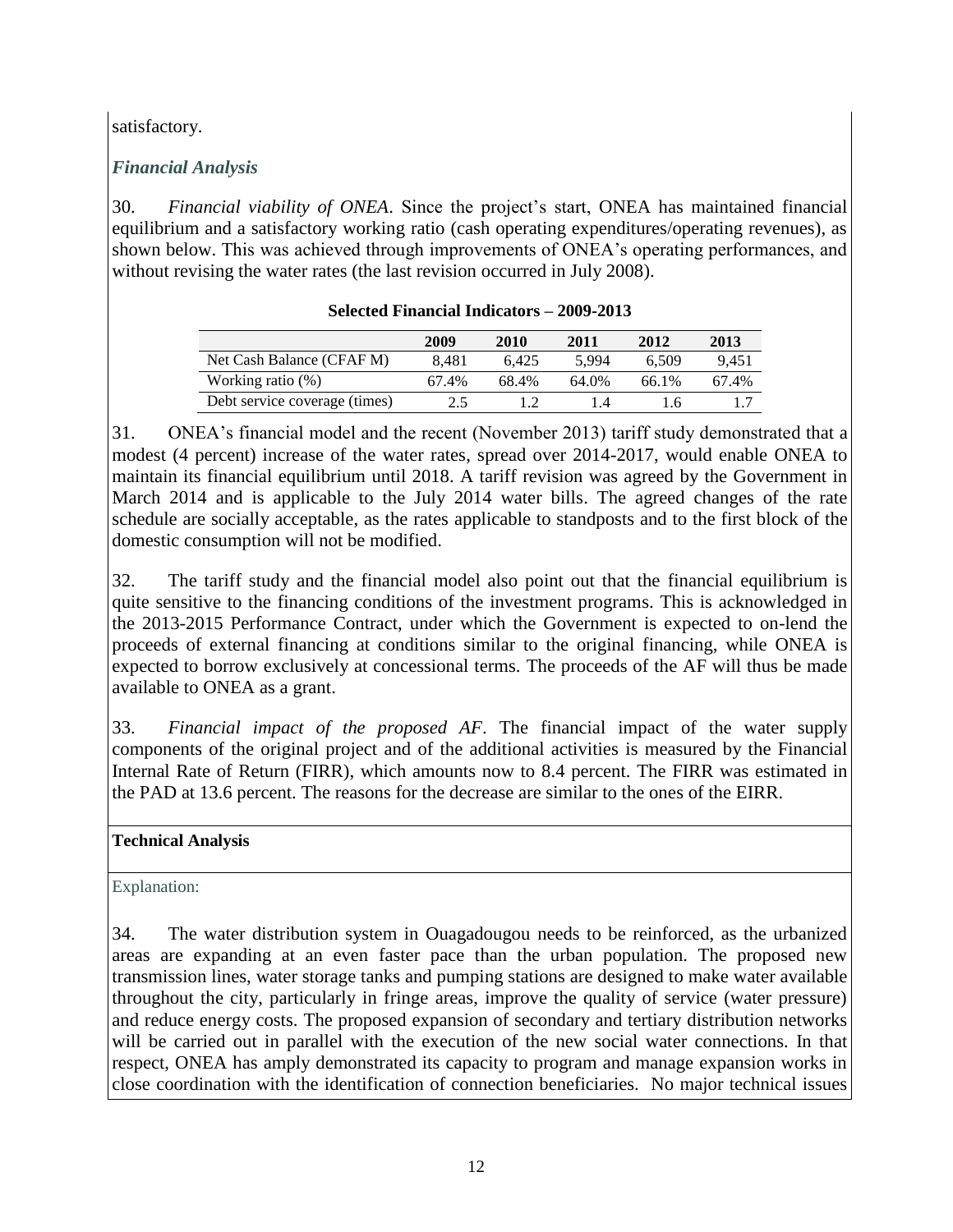satisfactory.

### *Financial Analysis*

30. *Financial viability of ONEA*. Since the project's start, ONEA has maintained financial equilibrium and a satisfactory working ratio (cash operating expenditures/operating revenues), as shown below. This was achieved through improvements of ONEA's operating performances, and without revising the water rates (the last revision occurred in July 2008).

**Selected Financial Indicators – 2009-2013**

| | 2009 | 2010 | 2011 | 2012 | 2013 |
|---|---|---|---|---|---|
| Net Cash Balance (CFAF M) | 8,481 | 6,425 | 5,994 | 6,509 | 9,451 |
| Working ratio (%) | 67.4% | 68.4% | 64.0% | 66.1% | 67.4% |
| Debt service coverage (times) | 2.5 | 1.2 | 1.4 | 1.6 | 1.7 |

31. ONEA's financial model and the recent (November 2013) tariff study demonstrated that a modest (4 percent) increase of the water rates, spread over 2014-2017, would enable ONEA to maintain its financial equilibrium until 2018. A tariff revision was agreed by the Government in March 2014 and is applicable to the July 2014 water bills. The agreed changes of the rate schedule are socially acceptable, as the rates applicable to standposts and to the first block of the domestic consumption will not be modified.

32. The tariff study and the financial model also point out that the financial equilibrium is quite sensitive to the financing conditions of the investment programs. This is acknowledged in the 2013-2015 Performance Contract, under which the Government is expected to on-lend the proceeds of external financing at conditions similar to the original financing, while ONEA is expected to borrow exclusively at concessional terms. The proceeds of the AF will thus be made available to ONEA as a grant.

33. *Financial impact of the proposed AF*. The financial impact of the water supply components of the original project and of the additional activities is measured by the Financial Internal Rate of Return (FIRR), which amounts now to 8.4 percent. The FIRR was estimated in the PAD at 13.6 percent. The reasons for the decrease are similar to the ones of the EIRR.

**Technical Analysis**

Explanation:

34. The water distribution system in Ouagadougou needs to be reinforced, as the urbanized areas are expanding at an even faster pace than the urban population. The proposed new transmission lines, water storage tanks and pumping stations are designed to make water available throughout the city, particularly in fringe areas, improve the quality of service (water pressure) and reduce energy costs. The proposed expansion of secondary and tertiary distribution networks will be carried out in parallel with the execution of the new social water connections. In that respect, ONEA has amply demonstrated its capacity to program and manage expansion works in close coordination with the identification of connection beneficiaries. No major technical issues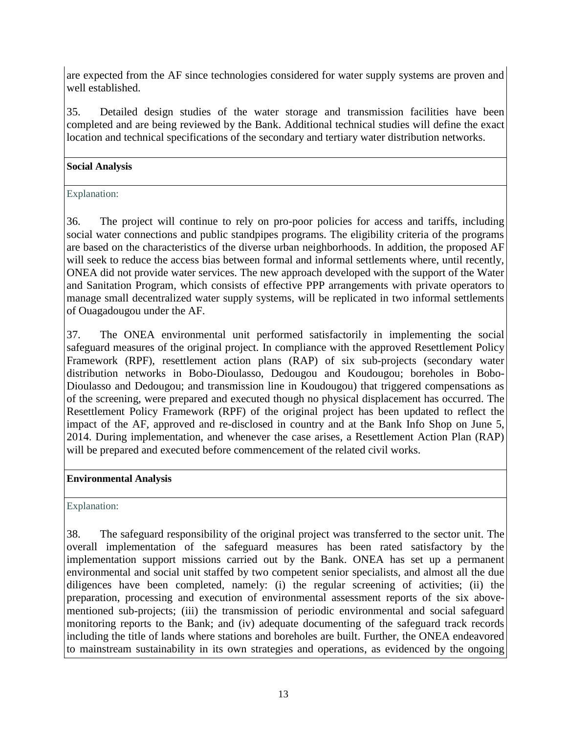are expected from the AF since technologies considered for water supply systems are proven and well established.

35. Detailed design studies of the water storage and transmission facilities have been completed and are being reviewed by the Bank. Additional technical studies will define the exact location and technical specifications of the secondary and tertiary water distribution networks.

**Social Analysis**

Explanation:

36. The project will continue to rely on pro-poor policies for access and tariffs, including social water connections and public standpipes programs. The eligibility criteria of the programs are based on the characteristics of the diverse urban neighborhoods. In addition, the proposed AF will seek to reduce the access bias between formal and informal settlements where, until recently, ONEA did not provide water services. The new approach developed with the support of the Water and Sanitation Program, which consists of effective PPP arrangements with private operators to manage small decentralized water supply systems, will be replicated in two informal settlements of Ouagadougou under the AF.

37. The ONEA environmental unit performed satisfactorily in implementing the social safeguard measures of the original project. In compliance with the approved Resettlement Policy Framework (RPF), resettlement action plans (RAP) of six sub-projects (secondary water distribution networks in Bobo-Dioulasso, Dedougou and Koudougou; boreholes in Bobo-Dioulasso and Dedougou; and transmission line in Koudougou) that triggered compensations as of the screening, were prepared and executed though no physical displacement has occurred. The Resettlement Policy Framework (RPF) of the original project has been updated to reflect the impact of the AF, approved and re-disclosed in country and at the Bank Info Shop on June 5, 2014. During implementation, and whenever the case arises, a Resettlement Action Plan (RAP) will be prepared and executed before commencement of the related civil works.

**Environmental Analysis**

Explanation:

38. The safeguard responsibility of the original project was transferred to the sector unit. The overall implementation of the safeguard measures has been rated satisfactory by the implementation support missions carried out by the Bank. ONEA has set up a permanent environmental and social unit staffed by two competent senior specialists, and almost all the due diligences have been completed, namely: (i) the regular screening of activities; (ii) the preparation, processing and execution of environmental assessment reports of the six above-mentioned sub-projects; (iii) the transmission of periodic environmental and social safeguard monitoring reports to the Bank; and (iv) adequate documenting of the safeguard track records including the title of lands where stations and boreholes are built. Further, the ONEA endeavored to mainstream sustainability in its own strategies and operations, as evidenced by the ongoing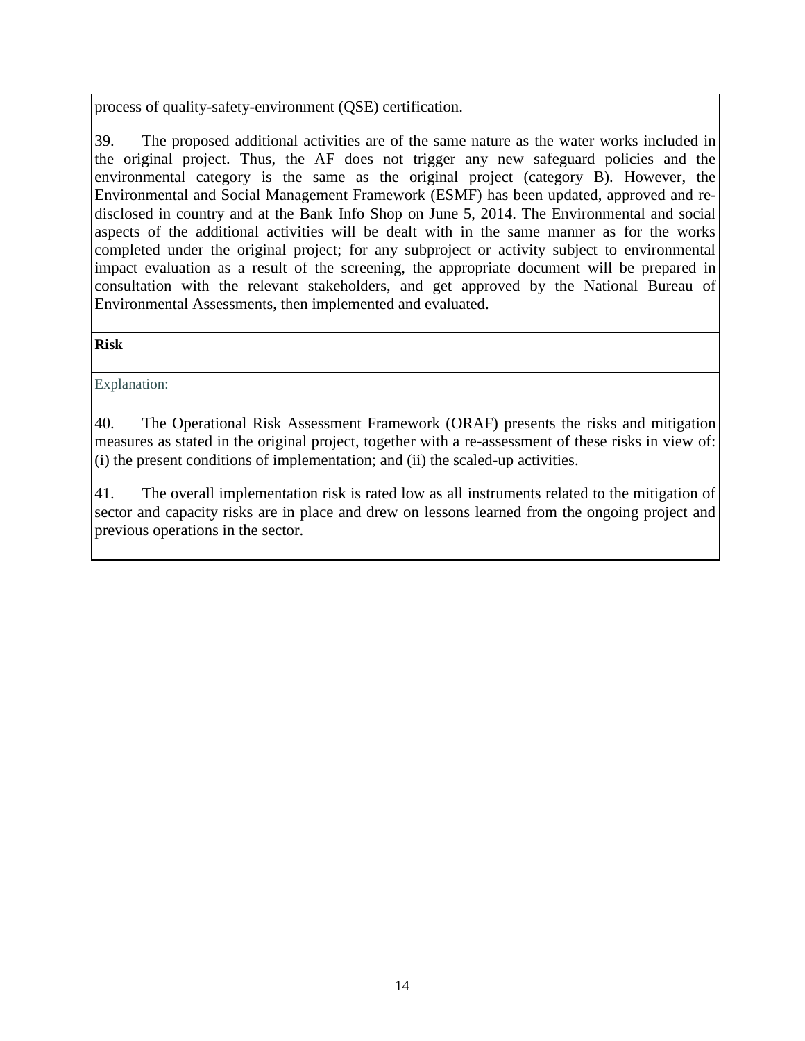process of quality-safety-environment (QSE) certification.

39. The proposed additional activities are of the same nature as the water works included in the original project. Thus, the AF does not trigger any new safeguard policies and the environmental category is the same as the original project (category B). However, the Environmental and Social Management Framework (ESMF) has been updated, approved and re-disclosed in country and at the Bank Info Shop on June 5, 2014. The Environmental and social aspects of the additional activities will be dealt with in the same manner as for the works completed under the original project; for any subproject or activity subject to environmental impact evaluation as a result of the screening, the appropriate document will be prepared in consultation with the relevant stakeholders, and get approved by the National Bureau of Environmental Assessments, then implemented and evaluated.

**Risk**

Explanation:

40. The Operational Risk Assessment Framework (ORAF) presents the risks and mitigation measures as stated in the original project, together with a re-assessment of these risks in view of: (i) the present conditions of implementation; and (ii) the scaled-up activities.

41. The overall implementation risk is rated low as all instruments related to the mitigation of sector and capacity risks are in place and drew on lessons learned from the ongoing project and previous operations in the sector.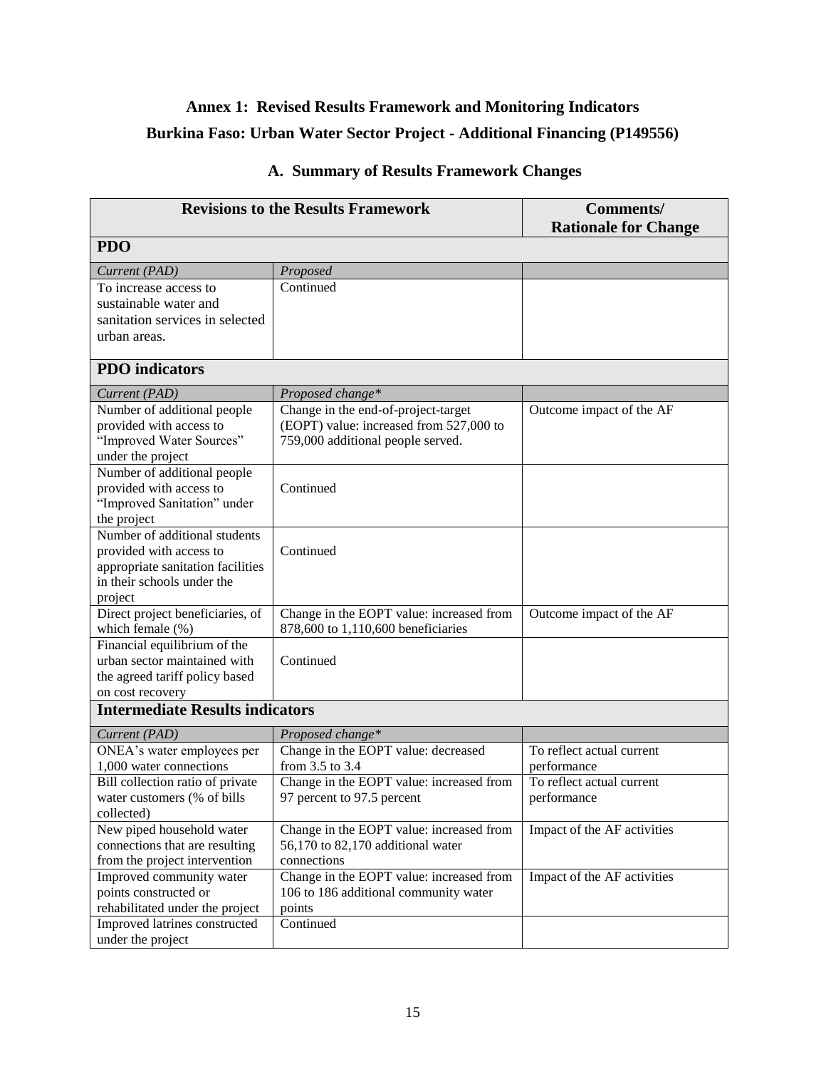## Annex 1: Revised Results Framework and Monitoring Indicators

## Burkina Faso: Urban Water Sector Project - Additional Financing (P149556)

### A. Summary of Results Framework Changes

| Revisions to the Results Framework | | Comments/ Rationale for Change |
|---|---|---|
| **PDO** | | |
| *Current (PAD)* | *Proposed* | |
| To increase access to sustainable water and sanitation services in selected urban areas. | Continued | |
| **PDO indicators** | | |
| *Current (PAD)* | *Proposed change** | |
| Number of additional people provided with access to "Improved Water Sources" under the project | Change in the end-of-project-target (EOPT) value: increased from 527,000 to 759,000 additional people served. | Outcome impact of the AF |
| Number of additional people provided with access to "Improved Sanitation" under the project | Continued | |
| Number of additional students provided with access to appropriate sanitation facilities in their schools under the project | Continued | |
| Direct project beneficiaries, of which female (%) | Change in the EOPT value: increased from 878,600 to 1,110,600 beneficiaries | Outcome impact of the AF |
| Financial equilibrium of the urban sector maintained with the agreed tariff policy based on cost recovery | Continued | |
| **Intermediate Results indicators** | | |
| *Current (PAD)* | *Proposed change** | |
| ONEA's water employees per 1,000 water connections | Change in the EOPT value: decreased from 3.5 to 3.4 | To reflect actual current performance |
| Bill collection ratio of private water customers (% of bills collected) | Change in the EOPT value: increased from 97 percent to 97.5 percent | To reflect actual current performance |
| New piped household water connections that are resulting from the project intervention | Change in the EOPT value: increased from 56,170 to 82,170 additional water connections | Impact of the AF activities |
| Improved community water points constructed or rehabilitated under the project | Change in the EOPT value: increased from 106 to 186 additional community water points | Impact of the AF activities |
| Improved latrines constructed under the project | Continued | |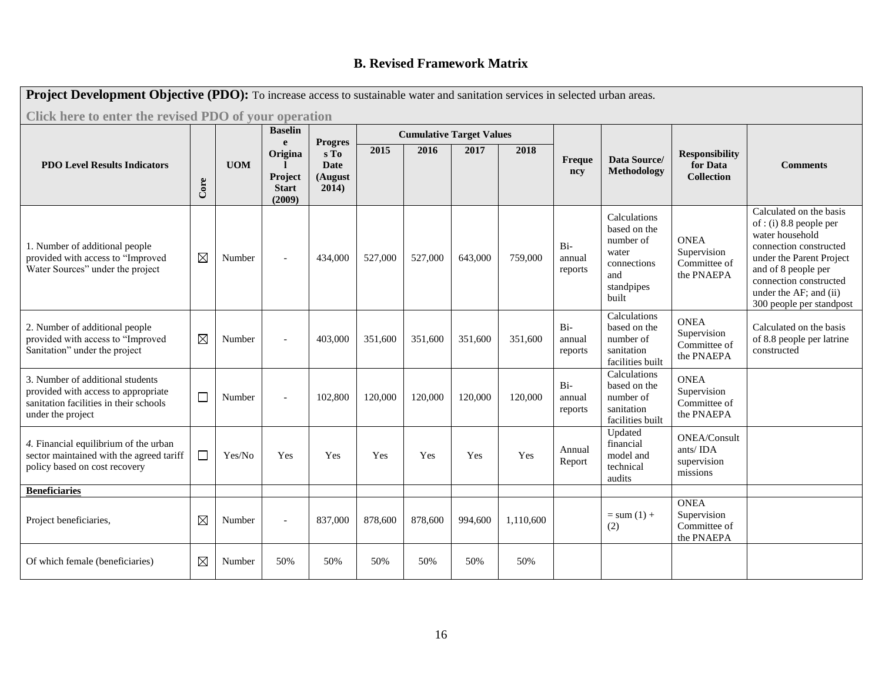## B. Revised Framework Matrix

| **Project Development Objective (PDO):** To increase access to sustainable water and sanitation services in selected urban areas. **Click here to enter the revised PDO of your operation** | | | | | | | | | | | | | |
|---|---|---|---|---|---|---|---|---|---|---|---|---|---|
| **PDO Level Results Indicators** | **Core** | **UOM** | **Baseline Original Project Start (2009)** | **Progress To Date (August 2014)** | **Cumulative Target Values** | | | | **Frequency** | **Data Source/ Methodology** | **Responsibility for Data Collection** | **Comments** |
| | | | | | **2015** | **2016** | **2017** | **2018** | | | | |
| 1. Number of additional people provided with access to "Improved Water Sources" under the project | ☒ | Number | - | 434,000 | 527,000 | 527,000 | 643,000 | 759,000 | Bi-annual reports | Calculations based on the number of water connections and standpipes built | ONEA Supervision Committee of the PNAEPA | Calculated on the basis of : (i) 8.8 people per water household connection constructed under the Parent Project and of 8 people per connection constructed under the AF; and (ii) 300 people per standpost |
| 2. Number of additional people provided with access to "Improved Sanitation" under the project | ☒ | Number | - | 403,000 | 351,600 | 351,600 | 351,600 | 351,600 | Bi-annual reports | Calculations based on the number of sanitation facilities built | ONEA Supervision Committee of the PNAEPA | Calculated on the basis of 8.8 people per latrine constructed |
| 3. Number of additional students provided with access to appropriate sanitation facilities in their schools under the project | ☐ | Number | - | 102,800 | 120,000 | 120,000 | 120,000 | 120,000 | Bi-annual reports | Calculations based on the number of sanitation facilities built | ONEA Supervision Committee of the PNAEPA | |
| *4.* Financial equilibrium of the urban sector maintained with the agreed tariff policy based on cost recovery | ☐ | Yes/No | Yes | Yes | Yes | Yes | Yes | Yes | Annual Report | Updated financial model and technical audits | ONEA/Consultants/ IDA supervision missions | |
| **Beneficiaries** | | | | | | | | | | | | |
| Project beneficiaries, | ☒ | Number | - | 837,000 | 878,600 | 878,600 | 994,600 | 1,110,600 | | = sum (1) + (2) | ONEA Supervision Committee of the PNAEPA | |
| Of which female (beneficiaries) | ☒ | Number | 50% | 50% | 50% | 50% | 50% | 50% | | | | |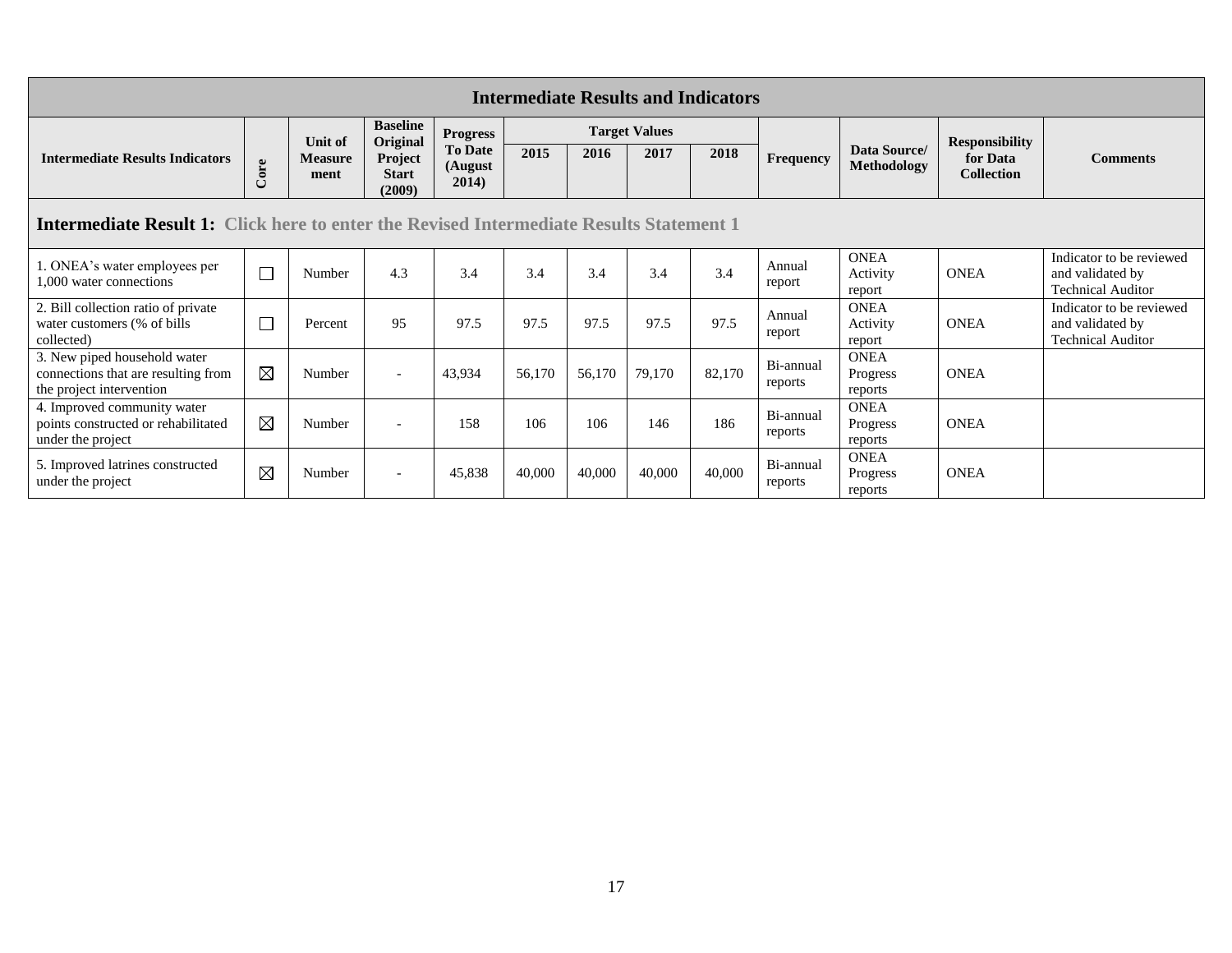| Intermediate Results and Indicators | | | | | | | | | | | | |
|---|---|---|---|---|---|---|---|---|---|---|---|---|
| **Intermediate Results Indicators** | **Core** | **Unit of Measure ment** | **Baseline Original Project Start (2009)** | **Progress To Date (August 2014)** | **Target Values** | | | | **Frequency** | **Data Source/ Methodology** | **Responsibility for Data Collection** | **Comments** |
| | | | | | **2015** | **2016** | **2017** | **2018** | | | | |
| **Intermediate Result 1:** Click here to enter the Revised Intermediate Results Statement 1 | | | | | | | | | | | | |
| 1. ONEA's water employees per 1,000 water connections | ☐ | Number | 4.3 | 3.4 | 3.4 | 3.4 | 3.4 | 3.4 | Annual report | ONEA Activity report | ONEA | Indicator to be reviewed and validated by Technical Auditor |
| 2. Bill collection ratio of private water customers (% of bills collected) | ☐ | Percent | 95 | 97.5 | 97.5 | 97.5 | 97.5 | 97.5 | Annual report | ONEA Activity report | ONEA | Indicator to be reviewed and validated by Technical Auditor |
| 3. New piped household water connections that are resulting from the project intervention | ☒ | Number | - | 43,934 | 56,170 | 56,170 | 79,170 | 82,170 | Bi-annual reports | ONEA Progress reports | ONEA | |
| 4. Improved community water points constructed or rehabilitated under the project | ☒ | Number | - | 158 | 106 | 106 | 146 | 186 | Bi-annual reports | ONEA Progress reports | ONEA | |
| 5. Improved latrines constructed under the project | ☒ | Number | - | 45,838 | 40,000 | 40,000 | 40,000 | 40,000 | Bi-annual reports | ONEA Progress reports | ONEA | |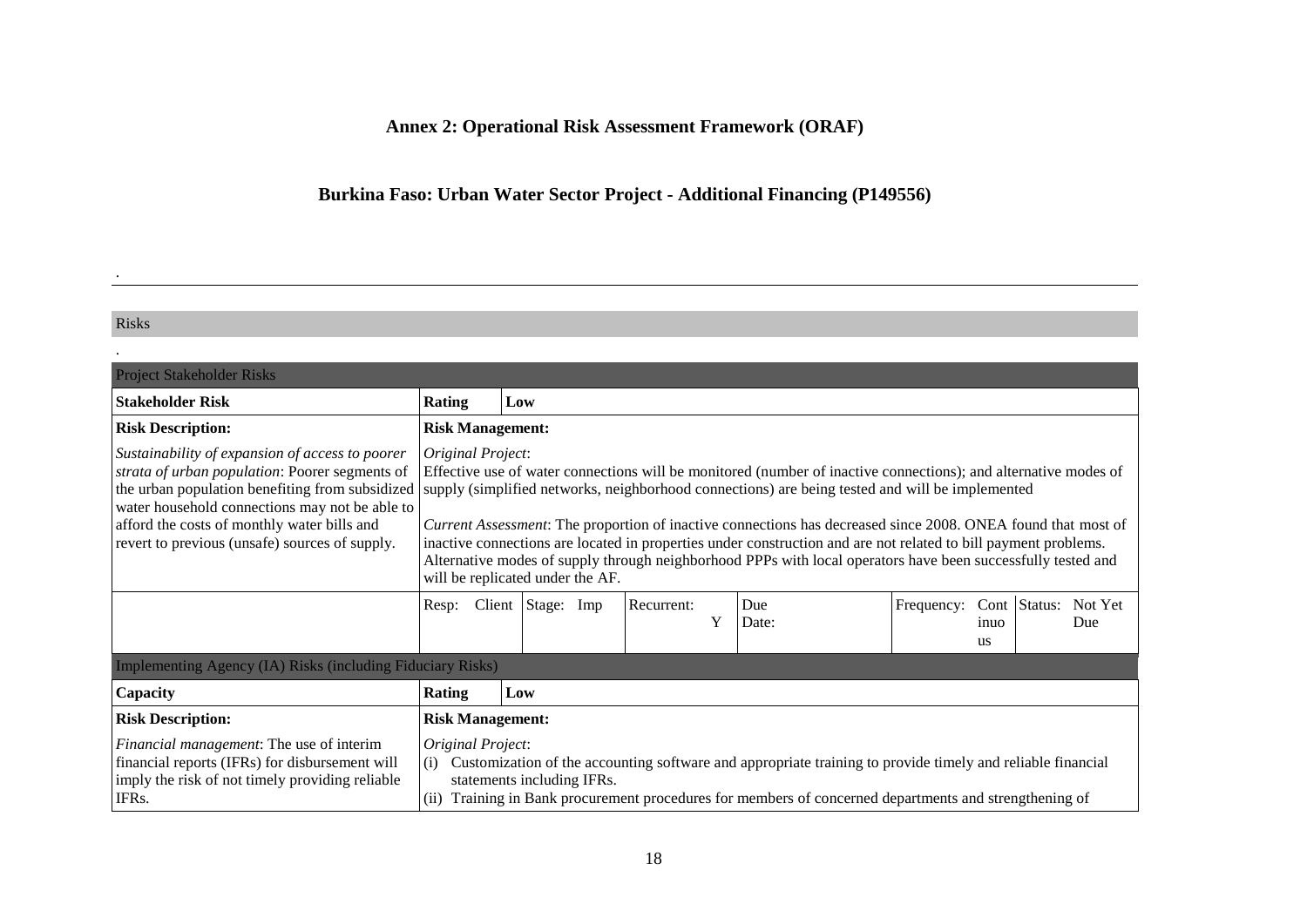**Annex 2: Operational Risk Assessment Framework (ORAF)**

**Burkina Faso: Urban Water Sector Project - Additional Financing (P149556)**

.

Risks

.

| Project Stakeholder Risks | | | | | | |
|---|---|---|---|---|---|---|
| **Stakeholder Risk** | **Rating** Low | | | | | |
| **Risk Description:** | **Risk Management:** | | | | | |
| *Sustainability of expansion of access to poorer strata of urban population*: Poorer segments of the urban population benefiting from subsidized water household connections may not be able to afford the costs of monthly water bills and revert to previous (unsafe) sources of supply. | *Original Project*: Effective use of water connections will be monitored (number of inactive connections); and alternative modes of supply (simplified networks, neighborhood connections) are being tested and will be implemented<br><br>*Current Assessment*: The proportion of inactive connections has decreased since 2008. ONEA found that most of inactive connections are located in properties under construction and are not related to bill payment problems. Alternative modes of supply through neighborhood PPPs with local operators have been successfully tested and will be replicated under the AF. | | | | | |
| | Resp: Client | Stage: Imp | Recurrent: Y | Due Date: | Frequency: Continuous | Status: Not Yet Due |

| Implementing Agency (IA) Risks (including Fiduciary Risks) | |
|---|---|
| **Capacity** | **Rating** Low |
| **Risk Description:** | **Risk Management:** |
| *Financial management*: The use of interim financial reports (IFRs) for disbursement will imply the risk of not timely providing reliable IFRs. | *Original Project*:<br>(i) Customization of the accounting software and appropriate training to provide timely and reliable financial statements including IFRs.<br>(ii) Training in Bank procurement procedures for members of concerned departments and strengthening of |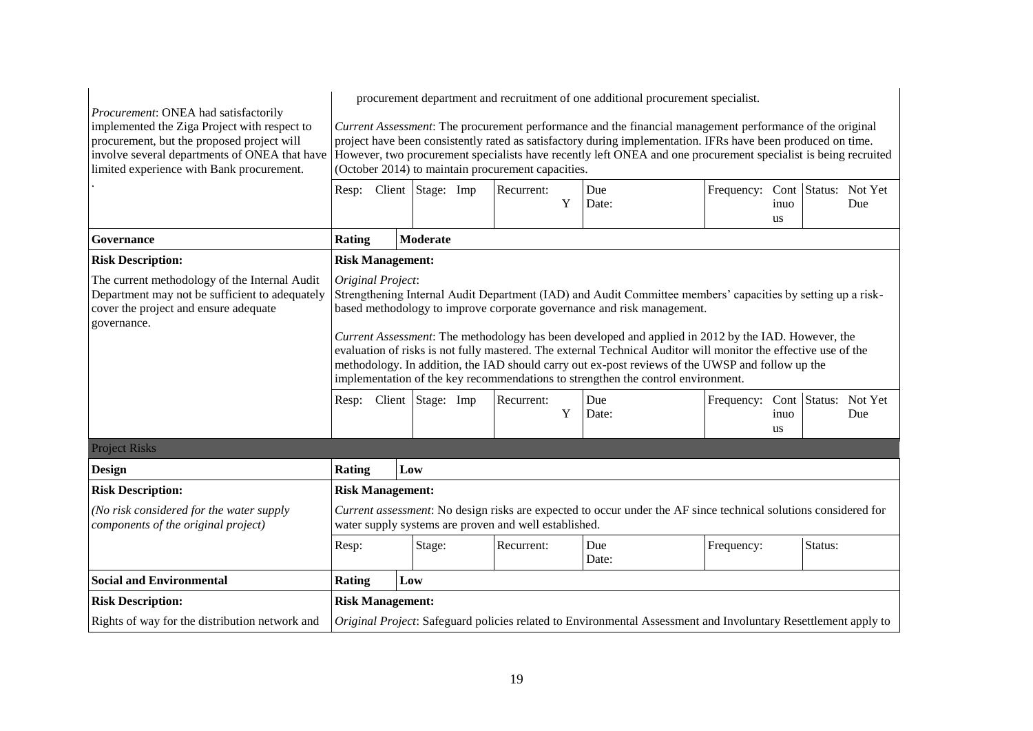| | | | | | | | |
|---|---|---|---|---|---|---|---|
| *Procurement*: ONEA had satisfactorily implemented the Ziga Project with respect to procurement, but the proposed project will involve several departments of ONEA that have limited experience with Bank procurement. . | procurement department and recruitment of one additional procurement specialist. *Current Assessment*: The procurement performance and the financial management performance of the original project have been consistently rated as satisfactory during implementation. IFRs have been produced on time. However, two procurement specialists have recently left ONEA and one procurement specialist is being recruited (October 2014) to maintain procurement capacities. | | | | | | |
| | Resp: Client | Stage: Imp | Recurrent: Y | Due Date: | Frequency: Continuous | Status: Not Yet Due | |
| **Governance** | **Rating** | **Moderate** | | | | | |
| **Risk Description:** | **Risk Management:** | | | | | | |
| The current methodology of the Internal Audit Department may not be sufficient to adequately cover the project and ensure adequate governance. | *Original Project*: Strengthening Internal Audit Department (IAD) and Audit Committee members' capacities by setting up a risk-based methodology to improve corporate governance and risk management. *Current Assessment*: The methodology has been developed and applied in 2012 by the IAD. However, the evaluation of risks is not fully mastered. The external Technical Auditor will monitor the effective use of the methodology. In addition, the IAD should carry out ex-post reviews of the UWSP and follow up the implementation of the key recommendations to strengthen the control environment. | | | | | | |
| | Resp: Client | Stage: Imp | Recurrent: Y | Due Date: | Frequency: Continuous | Status: Not Yet Due | |
| Project Risks | | | | | | | |
| **Design** | **Rating** | **Low** | | | | | |
| **Risk Description:** | **Risk Management:** | | | | | | |
| *(No risk considered for the water supply components of the original project)* | *Current assessment*: No design risks are expected to occur under the AF since technical solutions considered for water supply systems are proven and well established. | | | | | | |
| | Resp: | Stage: | Recurrent: | Due Date: | Frequency: | Status: | |
| **Social and Environmental** | **Rating** | **Low** | | | | | |
| **Risk Description:** | **Risk Management:** | | | | | | |
| Rights of way for the distribution network and | *Original Project*: Safeguard policies related to Environmental Assessment and Involuntary Resettlement apply to | | | | | | |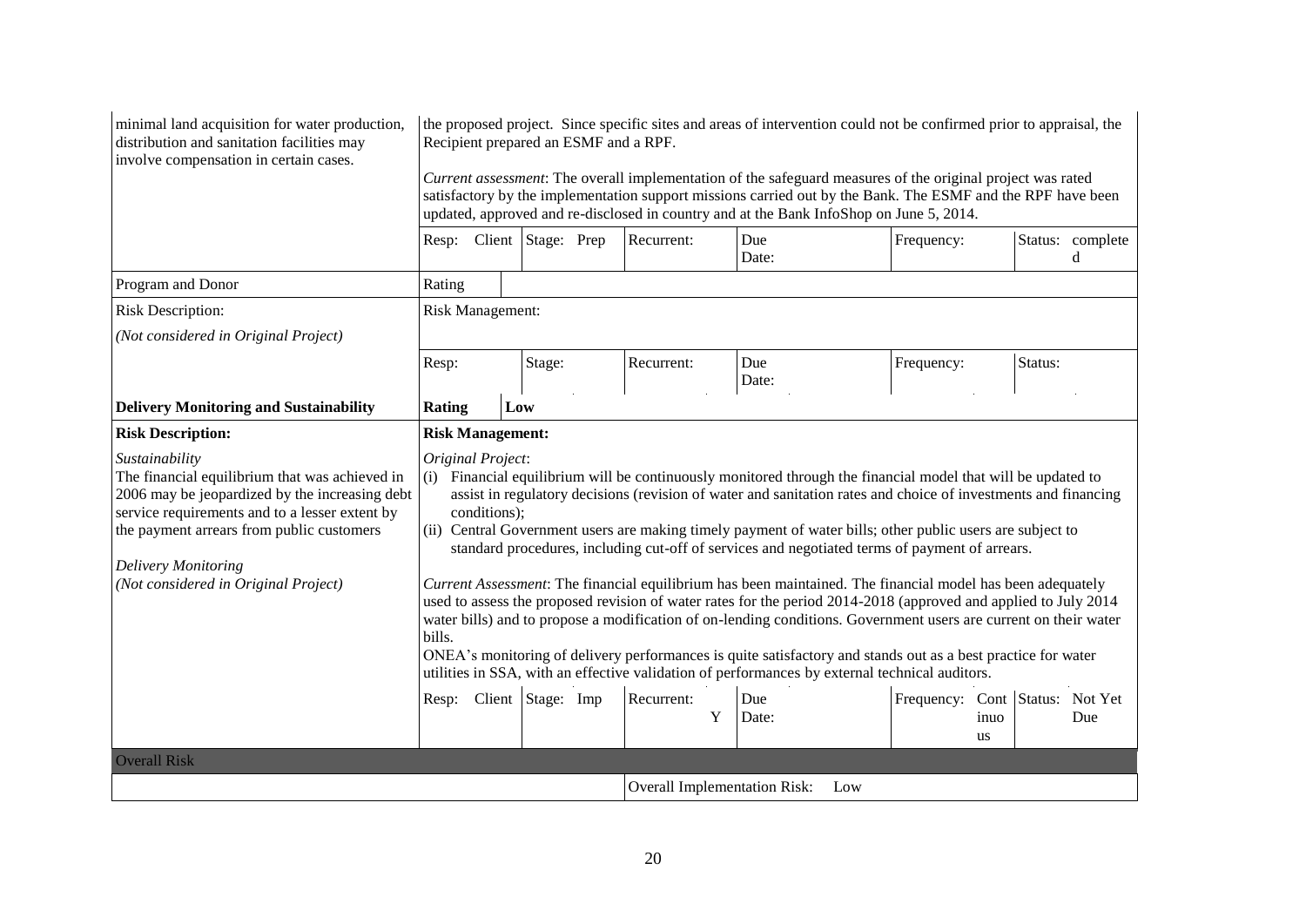| | | | | | | |
|---|---|---|---|---|---|---|
| minimal land acquisition for water production, distribution and sanitation facilities may involve compensation in certain cases. | the proposed project. Since specific sites and areas of intervention could not be confirmed prior to appraisal, the Recipient prepared an ESMF and a RPF.<br><br>*Current assessment*: The overall implementation of the safeguard measures of the original project was rated satisfactory by the implementation support missions carried out by the Bank. The ESMF and the RPF have been updated, approved and re-disclosed in country and at the Bank InfoShop on June 5, 2014. | | | | | |
| | Resp: Client | Stage: Prep | Recurrent: | Due Date: | Frequency: | Status: completed |
| Program and Donor | Rating | | | | | |
| Risk Description:<br><br>*(Not considered in Original Project)* | Risk Management: | | | | | |
| | Resp: | Stage: | Recurrent: | Due Date: | Frequency: | Status: |
| **Delivery Monitoring and Sustainability** | **Rating** | **Low** | | | | |
| **Risk Description:**<br><br>*Sustainability*<br>The financial equilibrium that was achieved in 2006 may be jeopardized by the increasing debt service requirements and to a lesser extent by the payment arrears from public customers<br><br>*Delivery Monitoring*<br>*(Not considered in Original Project)* | **Risk Management:**<br><br>*Original Project*:<br>(i) Financial equilibrium will be continuously monitored through the financial model that will be updated to assist in regulatory decisions (revision of water and sanitation rates and choice of investments and financing conditions);<br>(ii) Central Government users are making timely payment of water bills; other public users are subject to standard procedures, including cut-off of services and negotiated terms of payment of arrears.<br><br>*Current Assessment*: The financial equilibrium has been maintained. The financial model has been adequately used to assess the proposed revision of water rates for the period 2014-2018 (approved and applied to July 2014 water bills) and to propose a modification of on-lending conditions. Government users are current on their water bills.<br>ONEA's monitoring of delivery performances is quite satisfactory and stands out as a best practice for water utilities in SSA, with an effective validation of performances by external technical auditors. | | | | | |
| | Resp: Client | Stage: Imp | Recurrent: Y | Due Date: | Frequency: Continuous | Status: Not Yet Due |
| **Overall Risk** | | | | | | |
| | | | Overall Implementation Risk: | Low | | |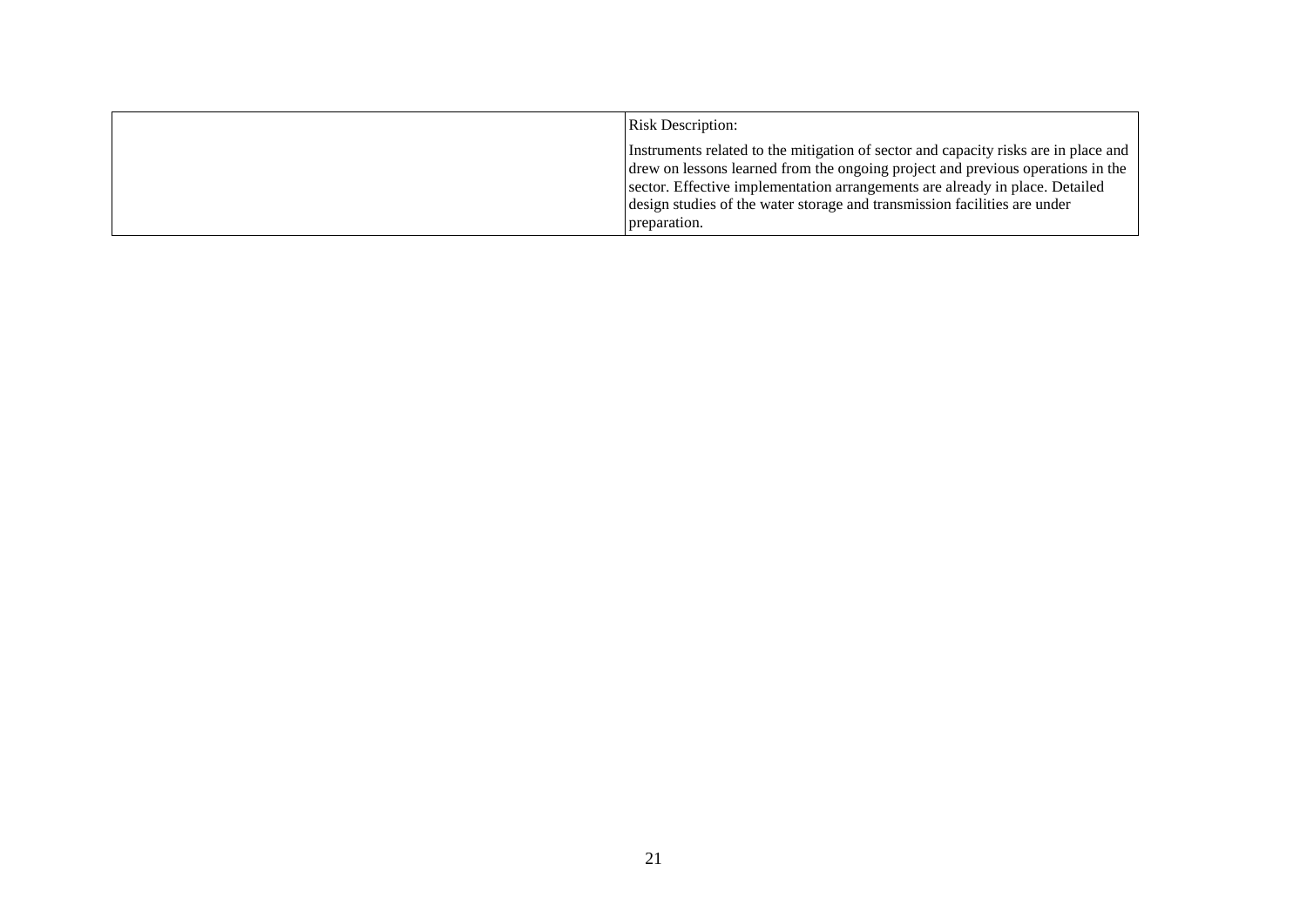| | Risk Description:<br><br>Instruments related to the mitigation of sector and capacity risks are in place and drew on lessons learned from the ongoing project and previous operations in the sector. Effective implementation arrangements are already in place. Detailed design studies of the water storage and transmission facilities are under preparation. |
| --- | --- |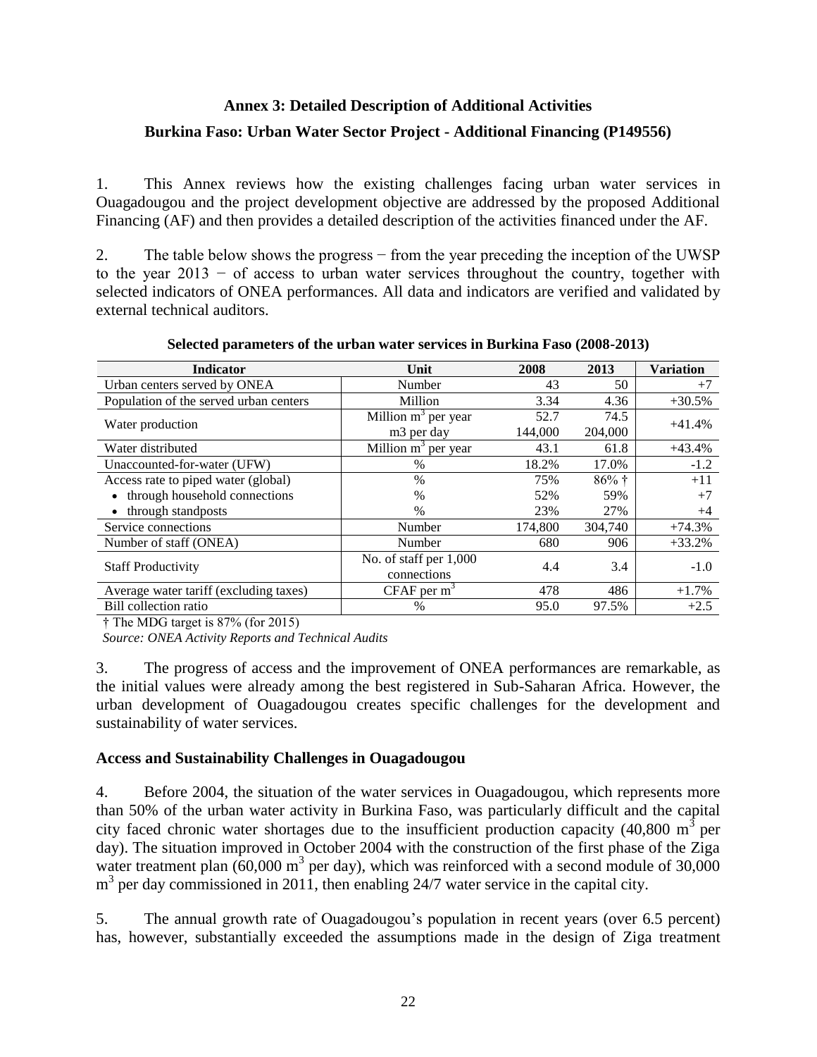## Annex 3: Detailed Description of Additional Activities

## Burkina Faso: Urban Water Sector Project - Additional Financing (P149556)

1. This Annex reviews how the existing challenges facing urban water services in Ouagadougou and the project development objective are addressed by the proposed Additional Financing (AF) and then provides a detailed description of the activities financed under the AF.

2. The table below shows the progress − from the year preceding the inception of the UWSP to the year 2013 − of access to urban water services throughout the country, together with selected indicators of ONEA performances. All data and indicators are verified and validated by external technical auditors.

**Selected parameters of the urban water services in Burkina Faso (2008-2013)**

| Indicator | Unit | 2008 | 2013 | Variation |
|---|---|---|---|---|
| Urban centers served by ONEA | Number | 43 | 50 | +7 |
| Population of the served urban centers | Million | 3.34 | 4.36 | +30.5% |
| Water production | Million $m^3$ per year | 52.7 | 74.5 | +41.4% |
| | m3 per day | 144,000 | 204,000 | |
| Water distributed | Million $m^3$ per year | 43.1 | 61.8 | +43.4% |
| Unaccounted-for-water (UFW) | % | 18.2% | 17.0% | -1.2 |
| Access rate to piped water (global) | % | 75% | 86% † | +11 |
| • through household connections | % | 52% | 59% | +7 |
| • through standposts | % | 23% | 27% | +4 |
| Service connections | Number | 174,800 | 304,740 | +74.3% |
| Number of staff (ONEA) | Number | 680 | 906 | +33.2% |
| Staff Productivity | No. of staff per 1,000 connections | 4.4 | 3.4 | -1.0 |
| Average water tariff (excluding taxes) | CFAF per $m^3$ | 478 | 486 | +1.7% |
| Bill collection ratio | % | 95.0 | 97.5% | +2.5 |

† The MDG target is 87% (for 2015)

*Source: ONEA Activity Reports and Technical Audits*

3. The progress of access and the improvement of ONEA performances are remarkable, as the initial values were already among the best registered in Sub-Saharan Africa. However, the urban development of Ouagadougou creates specific challenges for the development and sustainability of water services.

### Access and Sustainability Challenges in Ouagadougou

4. Before 2004, the situation of the water services in Ouagadougou, which represents more than 50% of the urban water activity in Burkina Faso, was particularly difficult and the capital city faced chronic water shortages due to the insufficient production capacity (40,800 $m^3$ per day). The situation improved in October 2004 with the construction of the first phase of the Ziga water treatment plan (60,000 $m^3$ per day), which was reinforced with a second module of 30,000 $m^3$ per day commissioned in 2011, then enabling 24/7 water service in the capital city.

5. The annual growth rate of Ouagadougou's population in recent years (over 6.5 percent) has, however, substantially exceeded the assumptions made in the design of Ziga treatment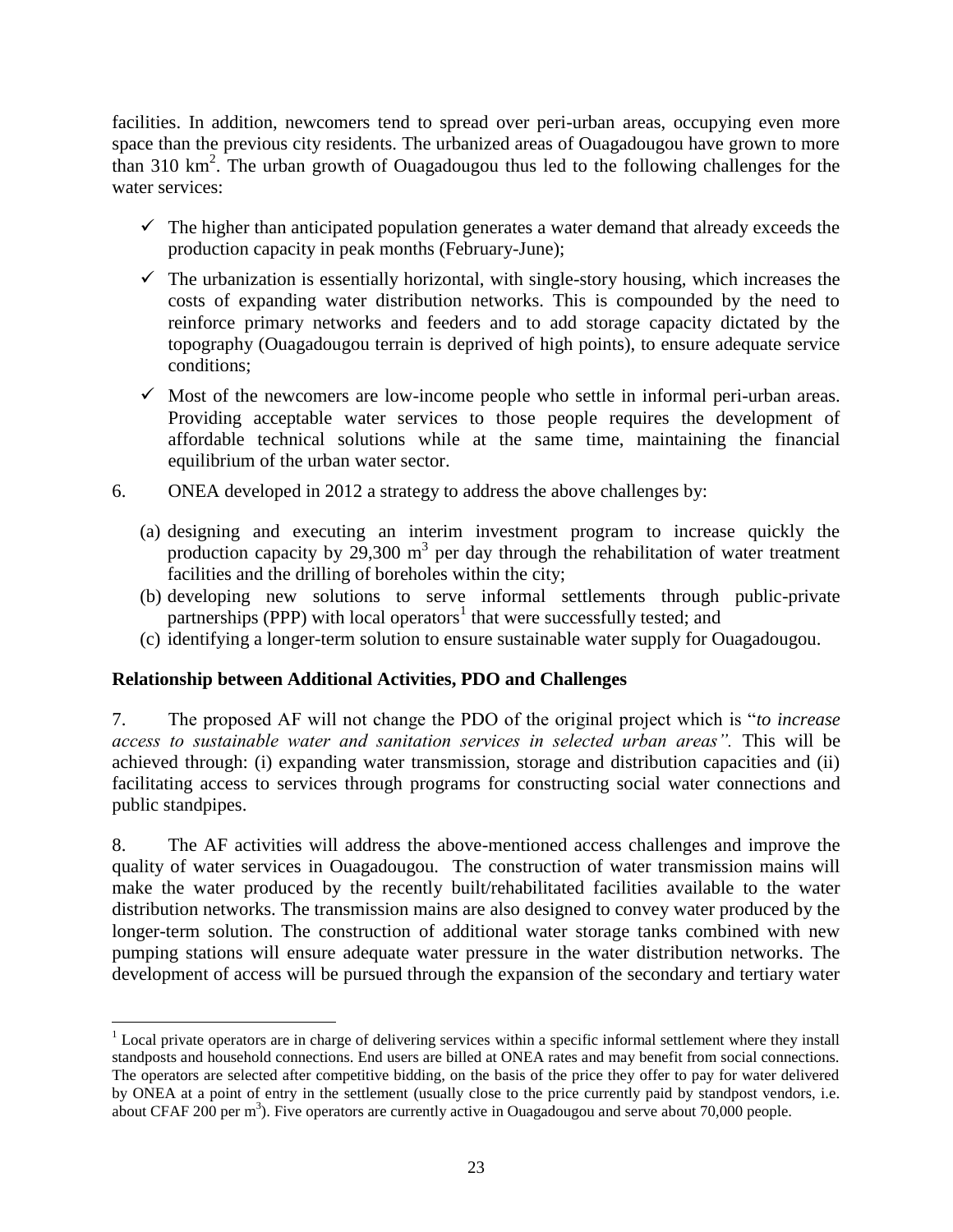facilities. In addition, newcomers tend to spread over peri-urban areas, occupying even more space than the previous city residents. The urbanized areas of Ouagadougou have grown to more than 310 $km^2$. The urban growth of Ouagadougou thus led to the following challenges for the water services:

- ✓ The higher than anticipated population generates a water demand that already exceeds the production capacity in peak months (February-June);
- ✓ The urbanization is essentially horizontal, with single-story housing, which increases the costs of expanding water distribution networks. This is compounded by the need to reinforce primary networks and feeders and to add storage capacity dictated by the topography (Ouagadougou terrain is deprived of high points), to ensure adequate service conditions;
- ✓ Most of the newcomers are low-income people who settle in informal peri-urban areas. Providing acceptable water services to those people requires the development of affordable technical solutions while at the same time, maintaining the financial equilibrium of the urban water sector.

6. ONEA developed in 2012 a strategy to address the above challenges by:

(a) designing and executing an interim investment program to increase quickly the production capacity by 29,300 $m^3$ per day through the rehabilitation of water treatment facilities and the drilling of boreholes within the city;
(b) developing new solutions to serve informal settlements through public-private partnerships (PPP) with local operators[1] that were successfully tested; and
(c) identifying a longer-term solution to ensure sustainable water supply for Ouagadougou.

**Relationship between Additional Activities, PDO and Challenges**

7. The proposed AF will not change the PDO of the original project which is "*to increase access to sustainable water and sanitation services in selected urban areas".* This will be achieved through: (i) expanding water transmission, storage and distribution capacities and (ii) facilitating access to services through programs for constructing social water connections and public standpipes.

8. The AF activities will address the above-mentioned access challenges and improve the quality of water services in Ouagadougou. The construction of water transmission mains will make the water produced by the recently built/rehabilitated facilities available to the water distribution networks. The transmission mains are also designed to convey water produced by the longer-term solution. The construction of additional water storage tanks combined with new pumping stations will ensure adequate water pressure in the water distribution networks. The development of access will be pursued through the expansion of the secondary and tertiary water

[1] Local private operators are in charge of delivering services within a specific informal settlement where they install standposts and household connections. End users are billed at ONEA rates and may benefit from social connections. The operators are selected after competitive bidding, on the basis of the price they offer to pay for water delivered by ONEA at a point of entry in the settlement (usually close to the price currently paid by standpost vendors, i.e. about CFAF 200 per $m^3$). Five operators are currently active in Ouagadougou and serve about 70,000 people.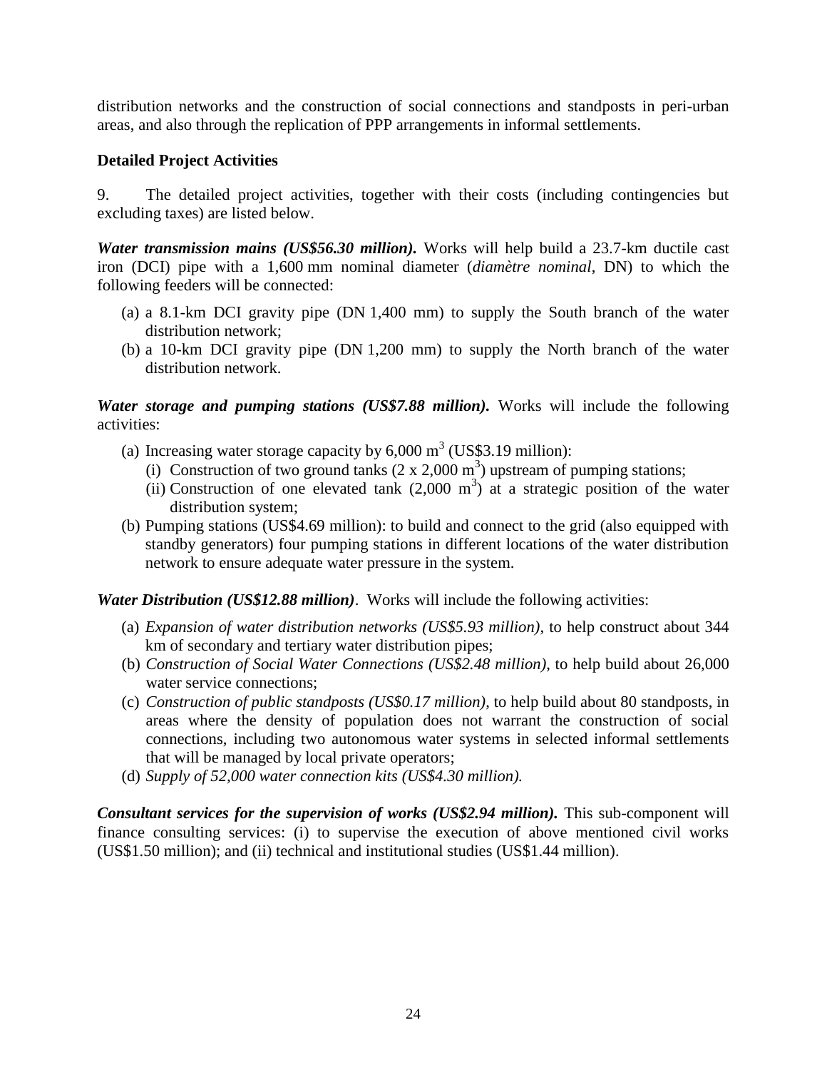distribution networks and the construction of social connections and standposts in peri-urban areas, and also through the replication of PPP arrangements in informal settlements.

**Detailed Project Activities**

9. The detailed project activities, together with their costs (including contingencies but excluding taxes) are listed below.

***Water transmission mains (US$56.30 million).*** Works will help build a 23.7-km ductile cast iron (DCI) pipe with a 1,600 mm nominal diameter (*diamètre nominal*, DN) to which the following feeders will be connected:

(a) a 8.1-km DCI gravity pipe (DN 1,400 mm) to supply the South branch of the water distribution network;
(b) a 10-km DCI gravity pipe (DN 1,200 mm) to supply the North branch of the water distribution network.

***Water storage and pumping stations (US$7.88 million).*** Works will include the following activities:

(a) Increasing water storage capacity by 6,000 $m^3$ (US$3.19 million):
    (i) Construction of two ground tanks (2 x 2,000 $m^3$) upstream of pumping stations;
    (ii) Construction of one elevated tank (2,000 $m^3$) at a strategic position of the water distribution system;
(b) Pumping stations (US$4.69 million): to build and connect to the grid (also equipped with standby generators) four pumping stations in different locations of the water distribution network to ensure adequate water pressure in the system.

***Water Distribution (US$12.88 million)***. Works will include the following activities:

(a) *Expansion of water distribution networks (US$5.93 million)*, to help construct about 344 km of secondary and tertiary water distribution pipes;
(b) *Construction of Social Water Connections (US$2.48 million)*, to help build about 26,000 water service connections;
(c) *Construction of public standposts (US$0.17 million)*, to help build about 80 standposts, in areas where the density of population does not warrant the construction of social connections, including two autonomous water systems in selected informal settlements that will be managed by local private operators;
(d) *Supply of 52,000 water connection kits (US$4.30 million).*

***Consultant services for the supervision of works (US$2.94 million).*** This sub-component will finance consulting services: (i) to supervise the execution of above mentioned civil works (US$1.50 million); and (ii) technical and institutional studies (US$1.44 million).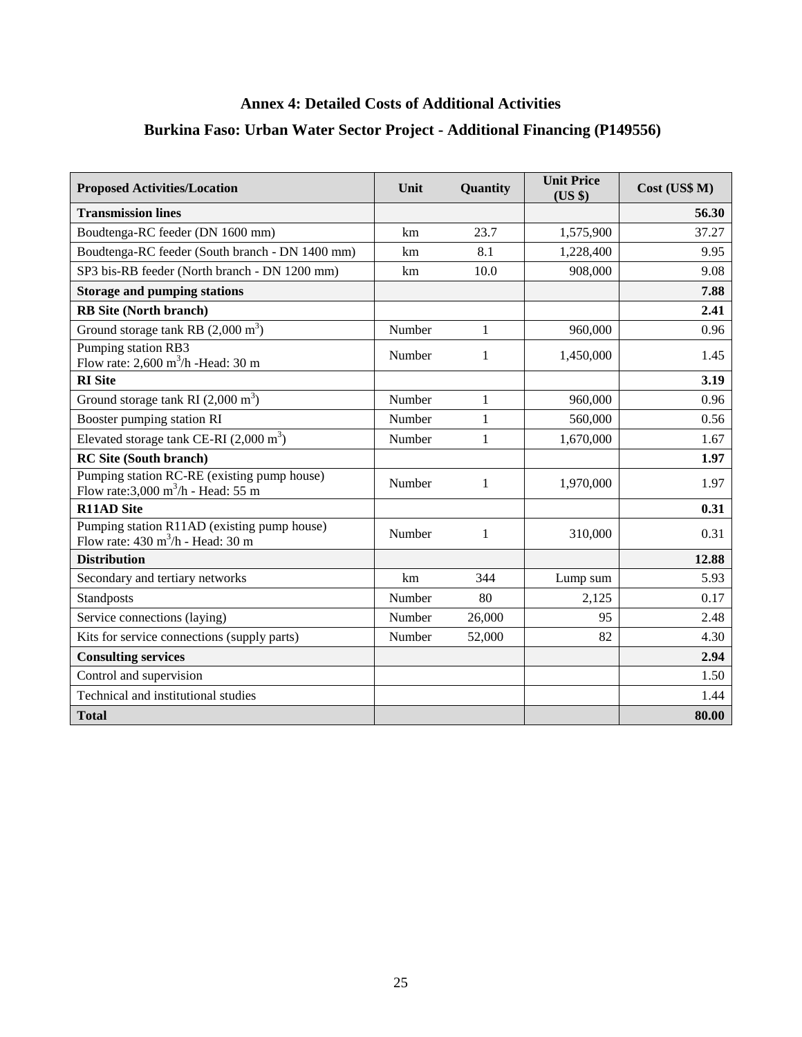## Annex 4: Detailed Costs of Additional Activities

## Burkina Faso: Urban Water Sector Project - Additional Financing (P149556)

| Proposed Activities/Location | Unit | Quantity | Unit Price (US $) | Cost (US$ M) |
|---|---|---|---|---|
| **Transmission lines** | | | | **56.30** |
| Boudtenga-RC feeder (DN 1600 mm) | km | 23.7 | 1,575,900 | 37.27 |
| Boudtenga-RC feeder (South branch - DN 1400 mm) | km | 8.1 | 1,228,400 | 9.95 |
| SP3 bis-RB feeder (North branch - DN 1200 mm) | km | 10.0 | 908,000 | 9.08 |
| **Storage and pumping stations** | | | | **7.88** |
| **RB Site (North branch)** | | | | **2.41** |
| Ground storage tank RB (2,000 $m^3$) | Number | 1 | 960,000 | 0.96 |
| Pumping station RB3<br>Flow rate: 2,600 $m^3$/h -Head: 30 m | Number | 1 | 1,450,000 | 1.45 |
| **RI Site** | | | | **3.19** |
| Ground storage tank RI (2,000 $m^3$) | Number | 1 | 960,000 | 0.96 |
| Booster pumping station RI | Number | 1 | 560,000 | 0.56 |
| Elevated storage tank CE-RI (2,000 $m^3$) | Number | 1 | 1,670,000 | 1.67 |
| **RC Site (South branch)** | | | | **1.97** |
| Pumping station RC-RE (existing pump house)<br>Flow rate:3,000 $m^3$/h - Head: 55 m | Number | 1 | 1,970,000 | 1.97 |
| **R11AD Site** | | | | **0.31** |
| Pumping station R11AD (existing pump house)<br>Flow rate: 430 $m^3$/h - Head: 30 m | Number | 1 | 310,000 | 0.31 |
| **Distribution** | | | | **12.88** |
| Secondary and tertiary networks | km | 344 | Lump sum | 5.93 |
| Standposts | Number | 80 | 2,125 | 0.17 |
| Service connections (laying) | Number | 26,000 | 95 | 2.48 |
| Kits for service connections (supply parts) | Number | 52,000 | 82 | 4.30 |
| **Consulting services** | | | | **2.94** |
| Control and supervision | | | | 1.50 |
| Technical and institutional studies | | | | 1.44 |
| **Total** | | | | **80.00** |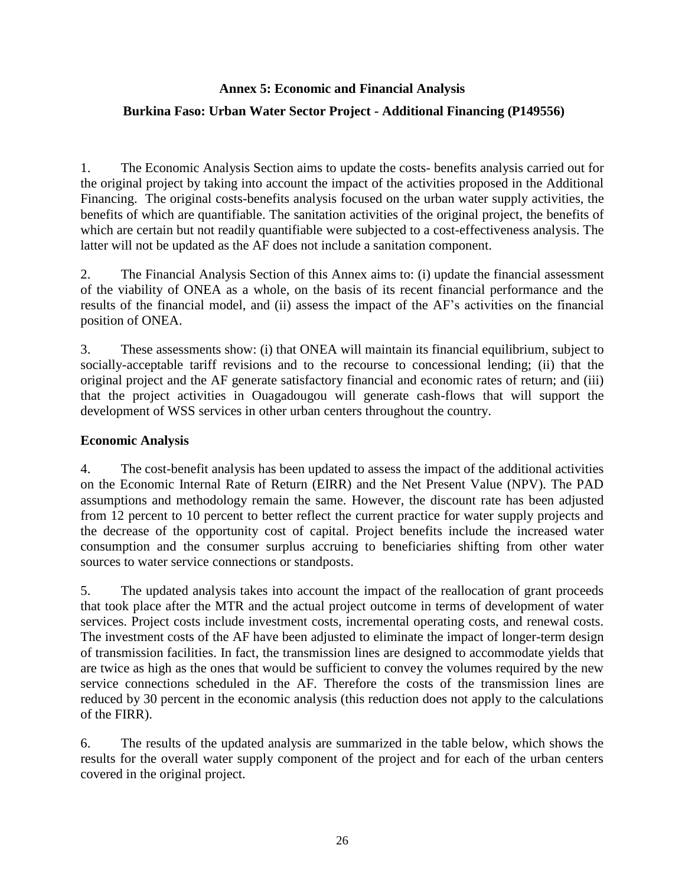## Annex 5: Economic and Financial Analysis

## Burkina Faso: Urban Water Sector Project - Additional Financing (P149556)

1. The Economic Analysis Section aims to update the costs- benefits analysis carried out for the original project by taking into account the impact of the activities proposed in the Additional Financing. The original costs-benefits analysis focused on the urban water supply activities, the benefits of which are quantifiable. The sanitation activities of the original project, the benefits of which are certain but not readily quantifiable were subjected to a cost-effectiveness analysis. The latter will not be updated as the AF does not include a sanitation component.

2. The Financial Analysis Section of this Annex aims to: (i) update the financial assessment of the viability of ONEA as a whole, on the basis of its recent financial performance and the results of the financial model, and (ii) assess the impact of the AF's activities on the financial position of ONEA.

3. These assessments show: (i) that ONEA will maintain its financial equilibrium, subject to socially-acceptable tariff revisions and to the recourse to concessional lending; (ii) that the original project and the AF generate satisfactory financial and economic rates of return; and (iii) that the project activities in Ouagadougou will generate cash-flows that will support the development of WSS services in other urban centers throughout the country.

### Economic Analysis

4. The cost-benefit analysis has been updated to assess the impact of the additional activities on the Economic Internal Rate of Return (EIRR) and the Net Present Value (NPV). The PAD assumptions and methodology remain the same. However, the discount rate has been adjusted from 12 percent to 10 percent to better reflect the current practice for water supply projects and the decrease of the opportunity cost of capital. Project benefits include the increased water consumption and the consumer surplus accruing to beneficiaries shifting from other water sources to water service connections or standposts.

5. The updated analysis takes into account the impact of the reallocation of grant proceeds that took place after the MTR and the actual project outcome in terms of development of water services. Project costs include investment costs, incremental operating costs, and renewal costs. The investment costs of the AF have been adjusted to eliminate the impact of longer-term design of transmission facilities. In fact, the transmission lines are designed to accommodate yields that are twice as high as the ones that would be sufficient to convey the volumes required by the new service connections scheduled in the AF. Therefore the costs of the transmission lines are reduced by 30 percent in the economic analysis (this reduction does not apply to the calculations of the FIRR).

6. The results of the updated analysis are summarized in the table below, which shows the results for the overall water supply component of the project and for each of the urban centers covered in the original project.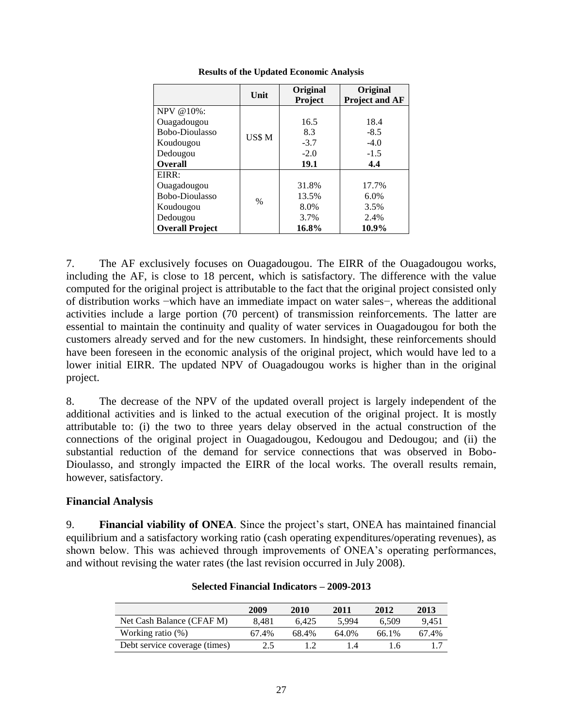**Results of the Updated Economic Analysis**

| | Unit | Original Project | Original Project and AF |
|---|---|---|---|
| NPV @10%: | | | |
| Ouagadougou | US$ M | 16.5 | 18.4 |
| Bobo-Dioulasso | | 8.3 | -8.5 |
| Koudougou | | -3.7 | -4.0 |
| Dedougou | | -2.0 | -1.5 |
| **Overall** | | **19.1** | **4.4** |
| EIRR: | | | |
| Ouagadougou | % | 31.8% | 17.7% |
| Bobo-Dioulasso | | 13.5% | 6.0% |
| Koudougou | | 8.0% | 3.5% |
| Dedougou | | 3.7% | 2.4% |
| **Overall Project** | | **16.8%** | **10.9%** |

7. The AF exclusively focuses on Ouagadougou. The EIRR of the Ouagadougou works, including the AF, is close to 18 percent, which is satisfactory. The difference with the value computed for the original project is attributable to the fact that the original project consisted only of distribution works −which have an immediate impact on water sales−, whereas the additional activities include a large portion (70 percent) of transmission reinforcements. The latter are essential to maintain the continuity and quality of water services in Ouagadougou for both the customers already served and for the new customers. In hindsight, these reinforcements should have been foreseen in the economic analysis of the original project, which would have led to a lower initial EIRR. The updated NPV of Ouagadougou works is higher than in the original project.

8. The decrease of the NPV of the updated overall project is largely independent of the additional activities and is linked to the actual execution of the original project. It is mostly attributable to: (i) the two to three years delay observed in the actual construction of the connections of the original project in Ouagadougou, Kedougou and Dedougou; and (ii) the substantial reduction of the demand for service connections that was observed in Bobo-Dioulasso, and strongly impacted the EIRR of the local works. The overall results remain, however, satisfactory.

### Financial Analysis

9. **Financial viability of ONEA**. Since the project's start, ONEA has maintained financial equilibrium and a satisfactory working ratio (cash operating expenditures/operating revenues), as shown below. This was achieved through improvements of ONEA's operating performances, and without revising the water rates (the last revision occurred in July 2008).

**Selected Financial Indicators – 2009-2013**

| | 2009 | 2010 | 2011 | 2012 | 2013 |
|---|---|---|---|---|---|
| Net Cash Balance (CFAF M) | 8,481 | 6,425 | 5,994 | 6,509 | 9,451 |
| Working ratio (%) | 67.4% | 68.4% | 64.0% | 66.1% | 67.4% |
| Debt service coverage (times) | 2.5 | 1.2 | 1.4 | 1.6 | 1.7 |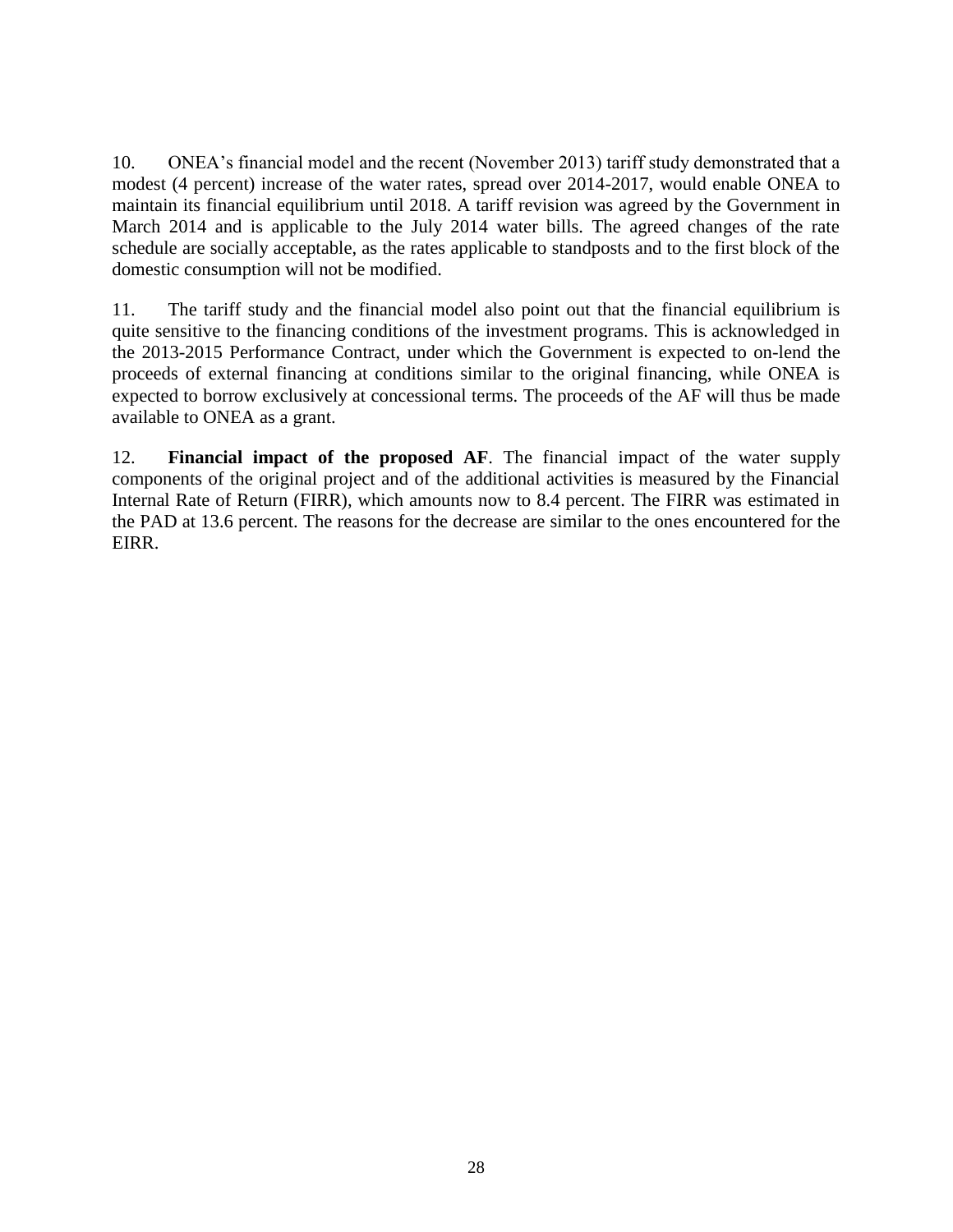10. ONEA's financial model and the recent (November 2013) tariff study demonstrated that a modest (4 percent) increase of the water rates, spread over 2014-2017, would enable ONEA to maintain its financial equilibrium until 2018. A tariff revision was agreed by the Government in March 2014 and is applicable to the July 2014 water bills. The agreed changes of the rate schedule are socially acceptable, as the rates applicable to standposts and to the first block of the domestic consumption will not be modified.

11. The tariff study and the financial model also point out that the financial equilibrium is quite sensitive to the financing conditions of the investment programs. This is acknowledged in the 2013-2015 Performance Contract, under which the Government is expected to on-lend the proceeds of external financing at conditions similar to the original financing, while ONEA is expected to borrow exclusively at concessional terms. The proceeds of the AF will thus be made available to ONEA as a grant.

12. **Financial impact of the proposed AF**. The financial impact of the water supply components of the original project and of the additional activities is measured by the Financial Internal Rate of Return (FIRR), which amounts now to 8.4 percent. The FIRR was estimated in the PAD at 13.6 percent. The reasons for the decrease are similar to the ones encountered for the EIRR.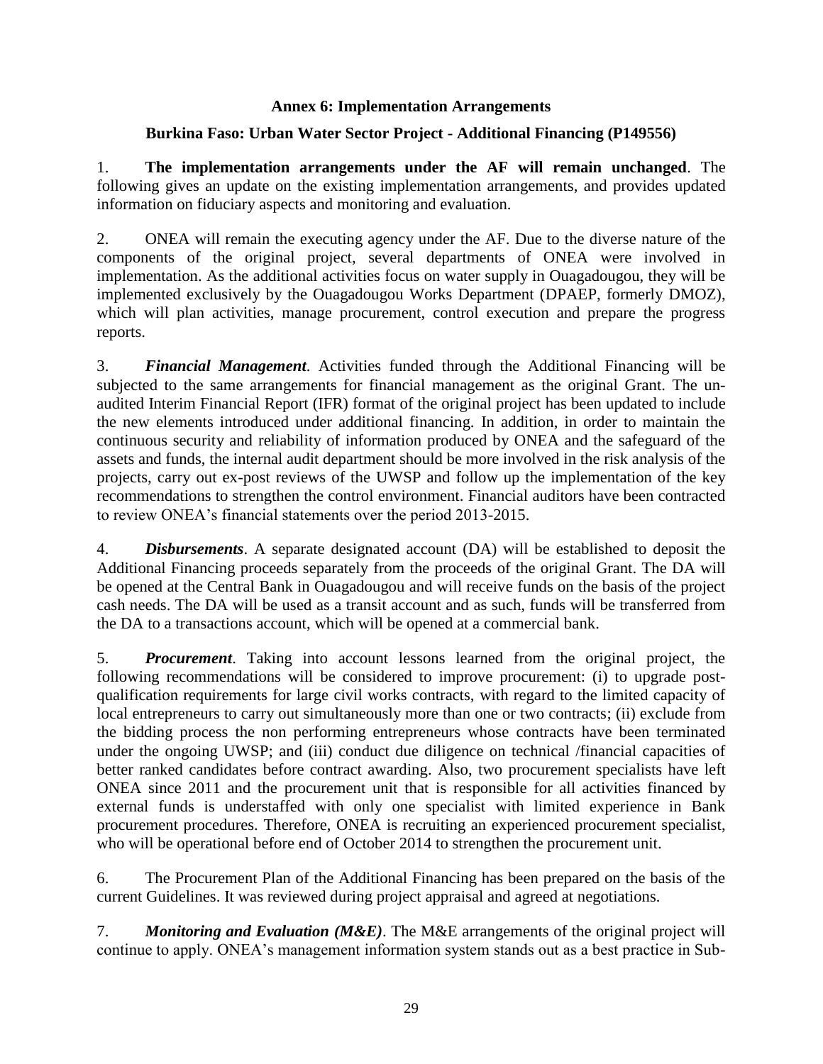## Annex 6: Implementation Arrangements

### Burkina Faso: Urban Water Sector Project - Additional Financing (P149556)

1. **The implementation arrangements under the AF will remain unchanged**. The following gives an update on the existing implementation arrangements, and provides updated information on fiduciary aspects and monitoring and evaluation.

2. ONEA will remain the executing agency under the AF. Due to the diverse nature of the components of the original project, several departments of ONEA were involved in implementation. As the additional activities focus on water supply in Ouagadougou, they will be implemented exclusively by the Ouagadougou Works Department (DPAEP, formerly DMOZ), which will plan activities, manage procurement, control execution and prepare the progress reports.

3. ***Financial Management***. Activities funded through the Additional Financing will be subjected to the same arrangements for financial management as the original Grant. The un-audited Interim Financial Report (IFR) format of the original project has been updated to include the new elements introduced under additional financing. In addition, in order to maintain the continuous security and reliability of information produced by ONEA and the safeguard of the assets and funds, the internal audit department should be more involved in the risk analysis of the projects, carry out ex-post reviews of the UWSP and follow up the implementation of the key recommendations to strengthen the control environment. Financial auditors have been contracted to review ONEA's financial statements over the period 2013-2015.

4. ***Disbursements***. A separate designated account (DA) will be established to deposit the Additional Financing proceeds separately from the proceeds of the original Grant. The DA will be opened at the Central Bank in Ouagadougou and will receive funds on the basis of the project cash needs. The DA will be used as a transit account and as such, funds will be transferred from the DA to a transactions account, which will be opened at a commercial bank.

5. ***Procurement***. Taking into account lessons learned from the original project, the following recommendations will be considered to improve procurement: (i) to upgrade post-qualification requirements for large civil works contracts, with regard to the limited capacity of local entrepreneurs to carry out simultaneously more than one or two contracts; (ii) exclude from the bidding process the non performing entrepreneurs whose contracts have been terminated under the ongoing UWSP; and (iii) conduct due diligence on technical /financial capacities of better ranked candidates before contract awarding. Also, two procurement specialists have left ONEA since 2011 and the procurement unit that is responsible for all activities financed by external funds is understaffed with only one specialist with limited experience in Bank procurement procedures. Therefore, ONEA is recruiting an experienced procurement specialist, who will be operational before end of October 2014 to strengthen the procurement unit.

6. The Procurement Plan of the Additional Financing has been prepared on the basis of the current Guidelines. It was reviewed during project appraisal and agreed at negotiations.

7. ***Monitoring and Evaluation (M&E)***. The M&E arrangements of the original project will continue to apply. ONEA's management information system stands out as a best practice in Sub-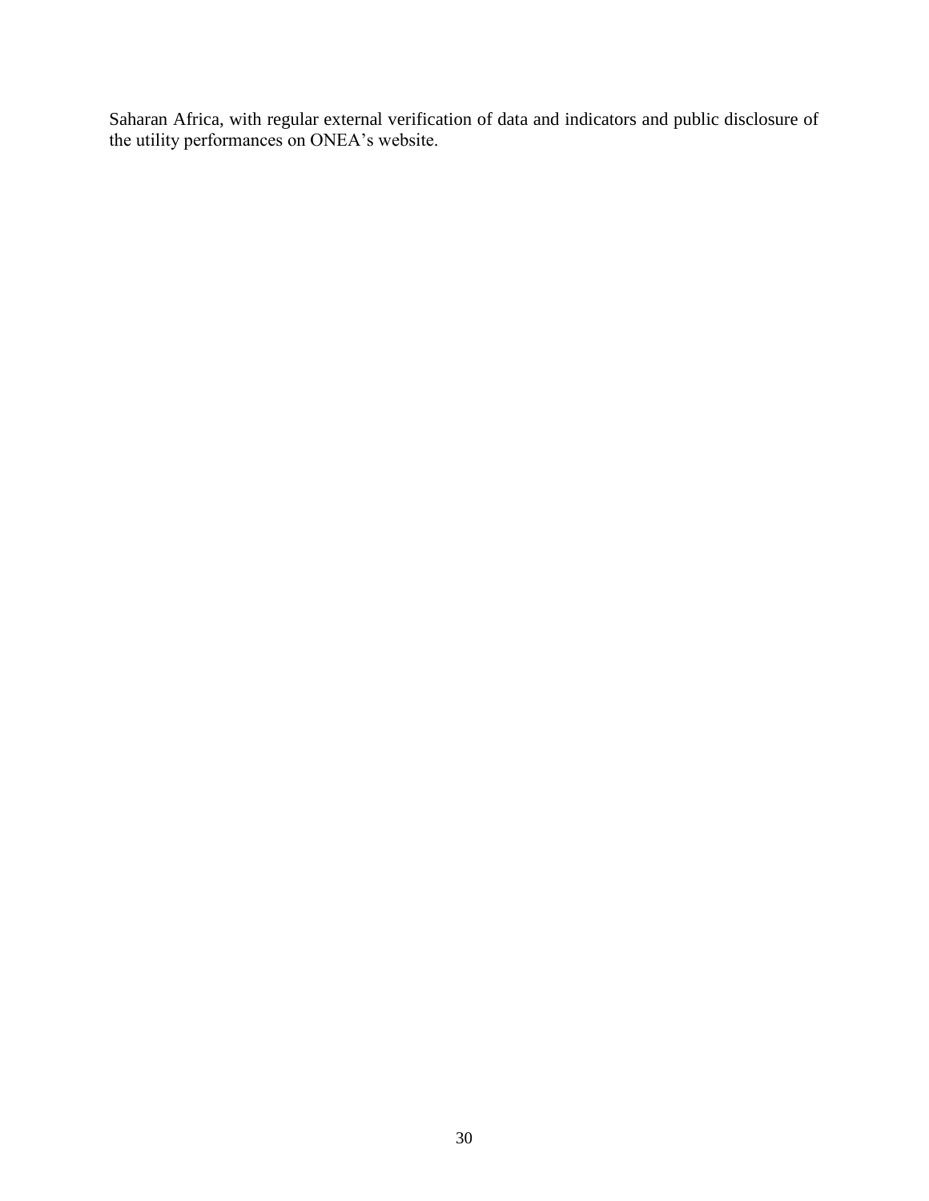Saharan Africa, with regular external verification of data and indicators and public disclosure of the utility performances on ONEA's website.